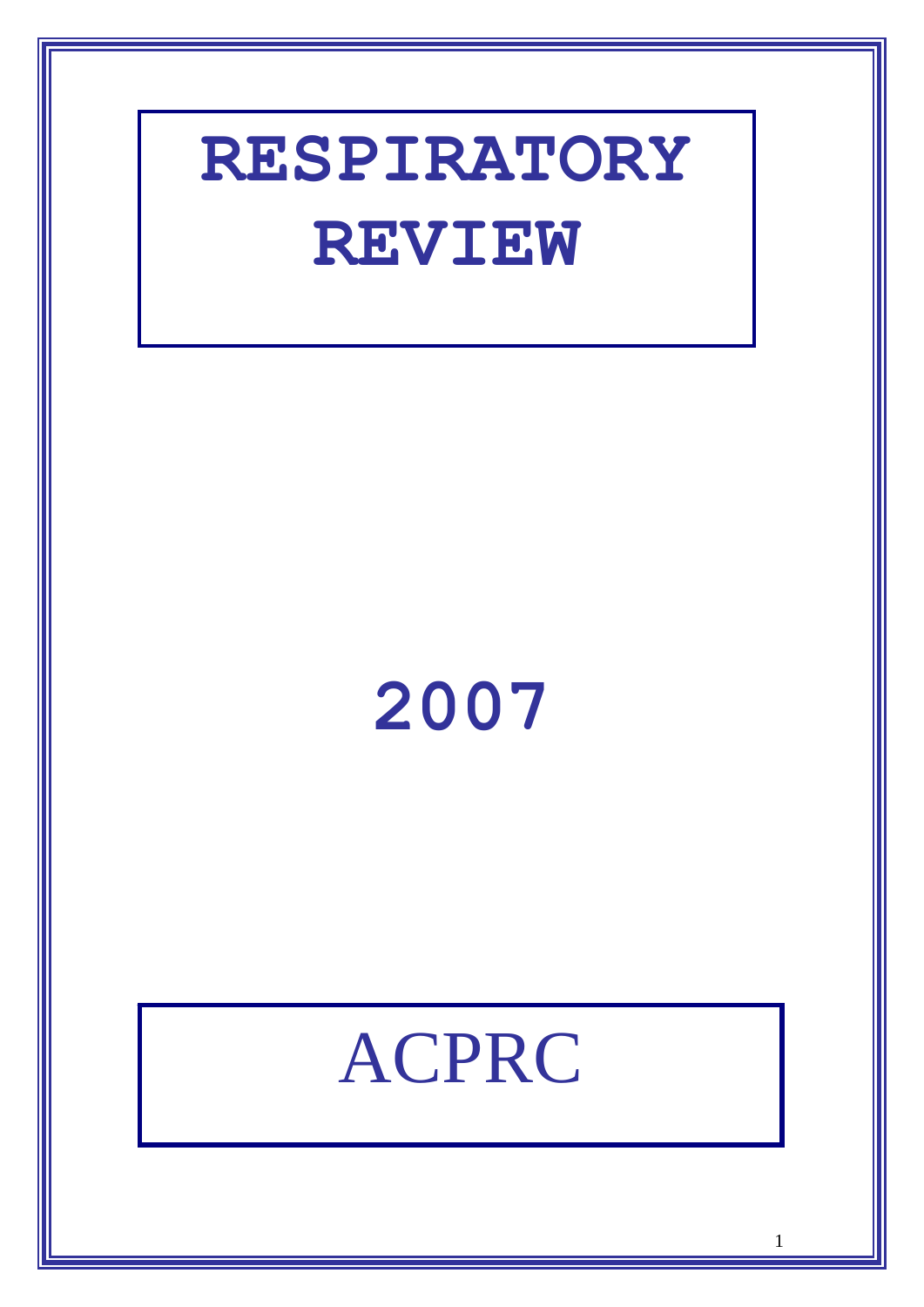# RESPIRATORY REVIEW

## 2007

## ACPRC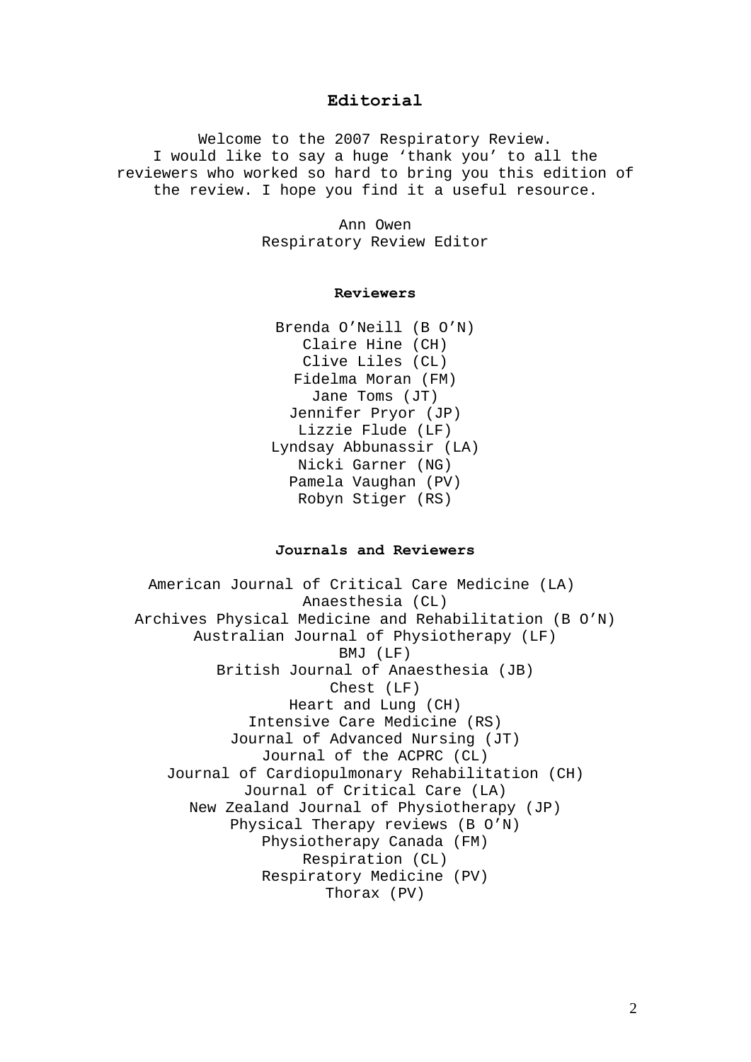# Editorial

Welcome to the 2007 Respiratory Review.
I would like to say a huge ‘thank you’ to all the reviewers who worked so hard to bring you this edition of the review. I hope you find it a useful resource.

Ann Owen
Respiratory Review Editor

## Reviewers

Brenda O’Neill (B O’N)
Claire Hine (CH)
Clive Liles (CL)
Fidelma Moran (FM)
Jane Toms (JT)
Jennifer Pryor (JP)
Lizzie Flude (LF)
Lyndsay Abbunassir (LA)
Nicki Garner (NG)
Pamela Vaughan (PV)
Robyn Stiger (RS)

## Journals and Reviewers

American Journal of Critical Care Medicine (LA)
Anaesthesia (CL)
Archives Physical Medicine and Rehabilitation (B O’N)
Australian Journal of Physiotherapy (LF)
BMJ (LF)
British Journal of Anaesthesia (JB)
Chest (LF)
Heart and Lung (CH)
Intensive Care Medicine (RS)
Journal of Advanced Nursing (JT)
Journal of the ACPRC (CL)
Journal of Cardiopulmonary Rehabilitation (CH)
Journal of Critical Care (LA)
New Zealand Journal of Physiotherapy (JP)
Physical Therapy reviews (B O’N)
Physiotherapy Canada (FM)
Respiration (CL)
Respiratory Medicine (PV)
Thorax (PV)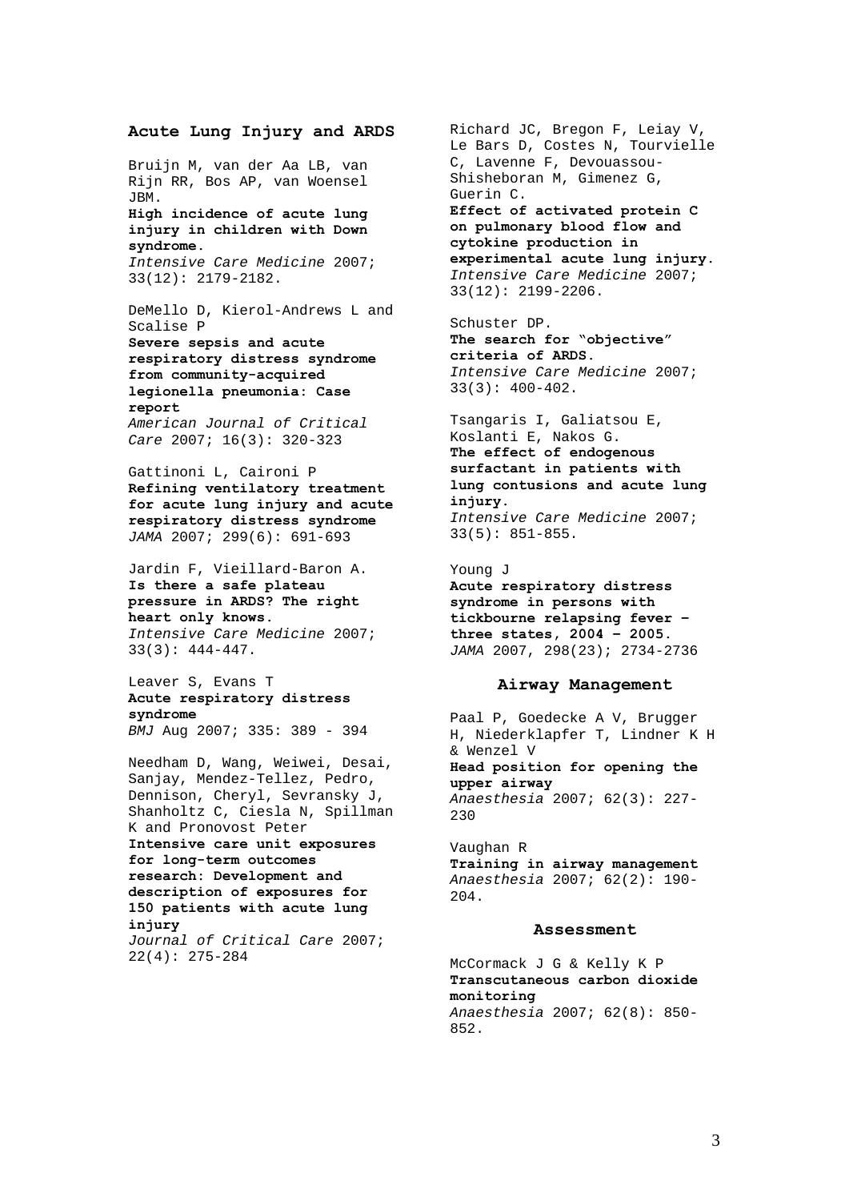## Acute Lung Injury and ARDS

Bruijn M, van der Aa LB, van Rijn RR, Bos AP, van Woensel JBM.
**High incidence of acute lung injury in children with Down syndrome.**
*Intensive Care Medicine* 2007; 33(12): 2179-2182.

DeMello D, Kierol-Andrews L and Scalise P
**Severe sepsis and acute respiratory distress syndrome from community-acquired legionella pneumonia: Case report**
*American Journal of Critical Care* 2007; 16(3): 320-323

Gattinoni L, Caironi P
**Refining ventilatory treatment for acute lung injury and acute respiratory distress syndrome**
*JAMA* 2007; 299(6): 691-693

Jardin F, Vieillard-Baron A.
**Is there a safe plateau pressure in ARDS? The right heart only knows.**
*Intensive Care Medicine* 2007; 33(3): 444-447.

Leaver S, Evans T
**Acute respiratory distress syndrome**
*BMJ* Aug 2007; 335: 389 - 394

Needham D, Wang, Weiwei, Desai, Sanjay, Mendez-Tellez, Pedro, Dennison, Cheryl, Sevransky J, Shanholtz C, Ciesla N, Spillman K and Pronovost Peter
**Intensive care unit exposures for long-term outcomes research: Development and description of exposures for 150 patients with acute lung injury**
*Journal of Critical Care* 2007; 22(4): 275-284

Richard JC, Bregon F, Leiay V, Le Bars D, Costes N, Tourvielle C, Lavenne F, Devouassou-Shisheboran M, Gimenez G, Guerin C.
**Effect of activated protein C on pulmonary blood flow and cytokine production in experimental acute lung injury.**
*Intensive Care Medicine* 2007; 33(12): 2199-2206.

Schuster DP.
**The search for "objective" criteria of ARDS.**
*Intensive Care Medicine* 2007; 33(3): 400-402.

Tsangaris I, Galiatsou E, Koslanti E, Nakos G.
**The effect of endogenous surfactant in patients with lung contusions and acute lung injury.**
*Intensive Care Medicine* 2007; 33(5): 851-855.

Young J
**Acute respiratory distress syndrome in persons with tickbourne relapsing fever – three states, 2004 – 2005.**
*JAMA* 2007, 298(23); 2734-2736

## Airway Management

Paal P, Goedecke A V, Brugger H, Niederklapfer T, Lindner K H & Wenzel V
**Head position for opening the upper airway**
*Anaesthesia* 2007; 62(3): 227-230

Vaughan R
**Training in airway management**
*Anaesthesia* 2007; 62(2): 190-204.

## Assessment

McCormack J G & Kelly K P
**Transcutaneous carbon dioxide monitoring**
*Anaesthesia* 2007; 62(8): 850-852.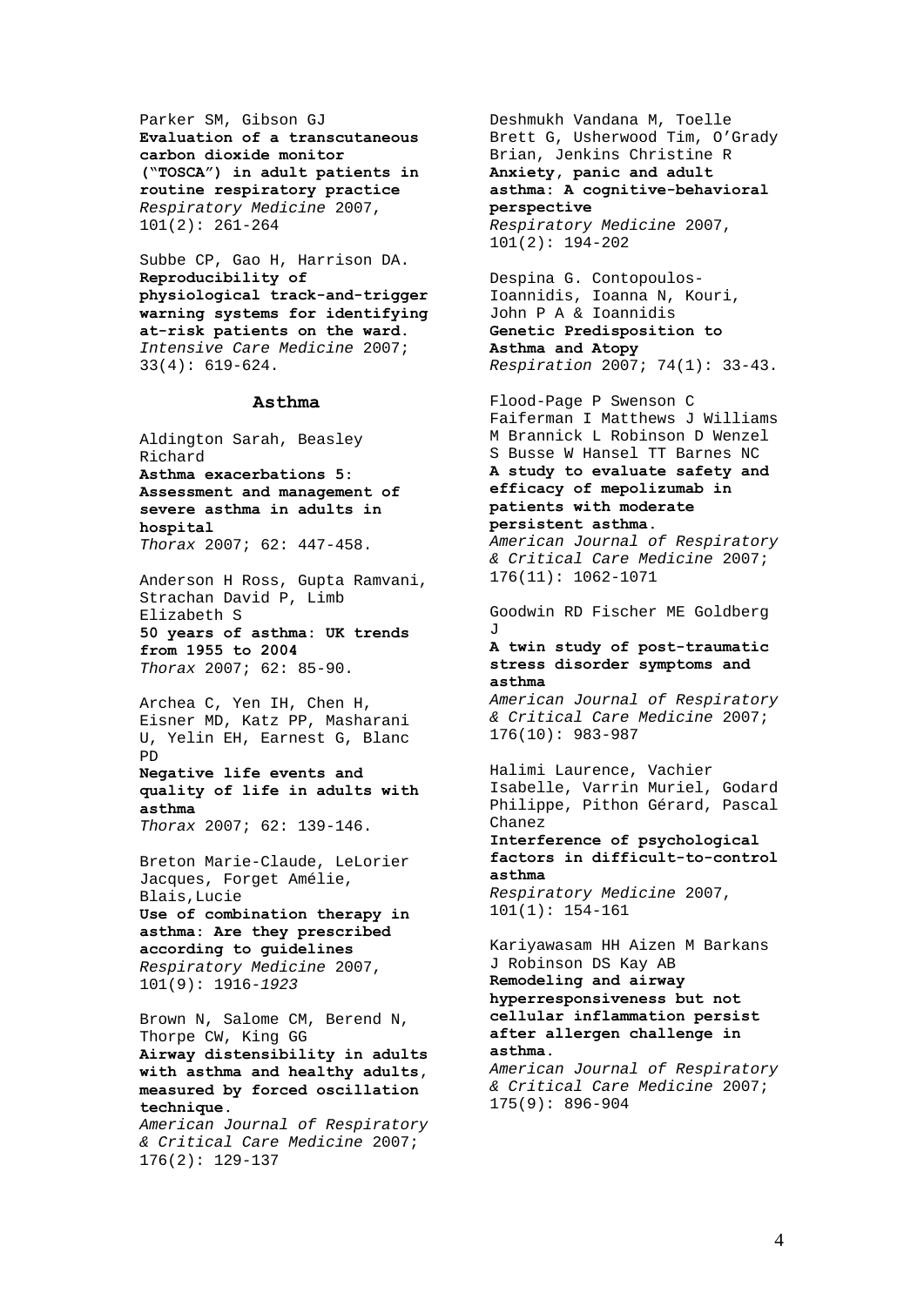Parker SM, Gibson GJ
**Evaluation of a transcutaneous carbon dioxide monitor ("TOSCA") in adult patients in routine respiratory practice**
*Respiratory Medicine* 2007, 101(2): 261-264

Subbe CP, Gao H, Harrison DA.
**Reproducibility of physiological track-and-trigger warning systems for identifying at-risk patients on the ward.**
*Intensive Care Medicine* 2007; 33(4): 619-624.

## Asthma

Aldington Sarah, Beasley Richard
**Asthma exacerbations 5: Assessment and management of severe asthma in adults in hospital**
*Thorax* 2007; 62: 447-458.

Anderson H Ross, Gupta Ramvani, Strachan David P, Limb Elizabeth S
**50 years of asthma: UK trends from 1955 to 2004**
*Thorax* 2007; 62: 85-90.

Archea C, Yen IH, Chen H, Eisner MD, Katz PP, Masharani U, Yelin EH, Earnest G, Blanc PD
**Negative life events and quality of life in adults with asthma**
*Thorax* 2007; 62: 139-146.

Breton Marie-Claude, LeLorier Jacques, Forget Amélie, Blais,Lucie
**Use of combination therapy in asthma: Are they prescribed according to guidelines**
*Respiratory Medicine* 2007, 101(9): 1916-*1923*

Brown N, Salome CM, Berend N, Thorpe CW, King GG
**Airway distensibility in adults with asthma and healthy adults, measured by forced oscillation technique.**
*American Journal of Respiratory & Critical Care Medicine* 2007; 176(2): 129-137

Deshmukh Vandana M, Toelle Brett G, Usherwood Tim, O'Grady Brian, Jenkins Christine R
**Anxiety, panic and adult asthma: A cognitive-behavioral perspective**
*Respiratory Medicine* 2007, 101(2): 194-202

Despina G. Contopoulos-Ioannidis, Ioanna N, Kouri, John P A & Ioannidis
**Genetic Predisposition to Asthma and Atopy**
*Respiration* 2007; 74(1): 33-43.

Flood-Page P Swenson C Faiferman I Matthews J Williams M Brannick L Robinson D Wenzel S Busse W Hansel TT Barnes NC
**A study to evaluate safety and efficacy of mepolizumab in patients with moderate persistent asthma.**
*American Journal of Respiratory & Critical Care Medicine* 2007; 176(11): 1062-1071

Goodwin RD Fischer ME Goldberg J
**A twin study of post-traumatic stress disorder symptoms and asthma**
*American Journal of Respiratory & Critical Care Medicine* 2007; 176(10): 983-987

Halimi Laurence, Vachier Isabelle, Varrin Muriel, Godard Philippe, Pithon Gérard, Pascal Chanez
**Interference of psychological factors in difficult-to-control asthma**
*Respiratory Medicine* 2007, 101(1): 154-161

Kariyawasam HH Aizen M Barkans J Robinson DS Kay AB
**Remodeling and airway hyperresponsiveness but not cellular inflammation persist after allergen challenge in asthma.**
*American Journal of Respiratory & Critical Care Medicine* 2007; 175(9): 896-904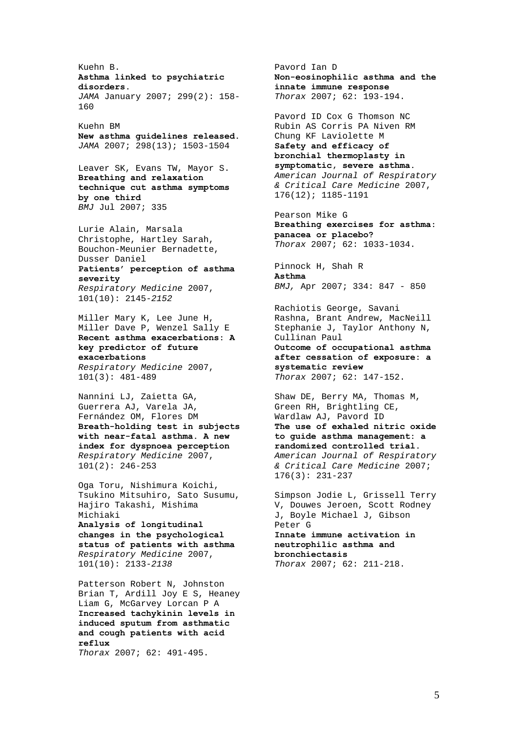Kuehn B.
**Asthma linked to psychiatric disorders.**
*JAMA* January 2007; 299(2): 158-160

Kuehn BM
**New asthma guidelines released.**
*JAMA* 2007; 298(13); 1503-1504

Leaver SK, Evans TW, Mayor S.
**Breathing and relaxation technique cut asthma symptoms by one third**
*BMJ* Jul 2007; 335

Lurie Alain, Marsala Christophe, Hartley Sarah, Bouchon-Meunier Bernadette, Dusser Daniel
**Patients' perception of asthma severity**
*Respiratory Medicine* 2007, 101(10): 2145-*2152*

Miller Mary K, Lee June H, Miller Dave P, Wenzel Sally E
**Recent asthma exacerbations: A key predictor of future exacerbations**
*Respiratory Medicine* 2007, 101(3): 481-489

Nannini LJ, Zaietta GA, Guerrera AJ, Varela JA, Fernández OM, Flores DM
**Breath-holding test in subjects with near-fatal asthma. A new index for dyspnoea perception**
*Respiratory Medicine* 2007, 101(2): 246-253

Oga Toru, Nishimura Koichi, Tsukino Mitsuhiro, Sato Susumu, Hajiro Takashi, Mishima Michiaki
**Analysis of longitudinal changes in the psychological status of patients with asthma**
*Respiratory Medicine* 2007, 101(10): 2133-*2138*

Patterson Robert N, Johnston Brian T, Ardill Joy E S, Heaney Liam G, McGarvey Lorcan P A
**Increased tachykinin levels in induced sputum from asthmatic and cough patients with acid reflux**
*Thorax* 2007; 62: 491-495.

Pavord Ian D
**Non-eosinophilic asthma and the innate immune response**
*Thorax* 2007; 62: 193-194.

Pavord ID Cox G Thomson NC Rubin AS Corris PA Niven RM Chung KF Laviolette M
**Safety and efficacy of bronchial thermoplasty in symptomatic, severe asthma.**
*American Journal of Respiratory & Critical Care Medicine* 2007, 176(12); 1185-1191

Pearson Mike G
**Breathing exercises for asthma: panacea or placebo?**
*Thorax* 2007; 62: 1033-1034.

Pinnock H, Shah R
**Asthma**
*BMJ,* Apr 2007; 334: 847 - 850

Rachiotis George, Savani Rashna, Brant Andrew, MacNeill Stephanie J, Taylor Anthony N, Cullinan Paul
**Outcome of occupational asthma after cessation of exposure: a systematic review**
*Thorax* 2007; 62: 147-152.

Shaw DE, Berry MA, Thomas M, Green RH, Brightling CE, Wardlaw AJ, Pavord ID
**The use of exhaled nitric oxide to guide asthma management: a randomized controlled trial.**
*American Journal of Respiratory & Critical Care Medicine* 2007; 176(3): 231-237

Simpson Jodie L, Grissell Terry V, Douwes Jeroen, Scott Rodney J, Boyle Michael J, Gibson Peter G
**Innate immune activation in neutrophilic asthma and bronchiectasis**
*Thorax* 2007; 62: 211-218.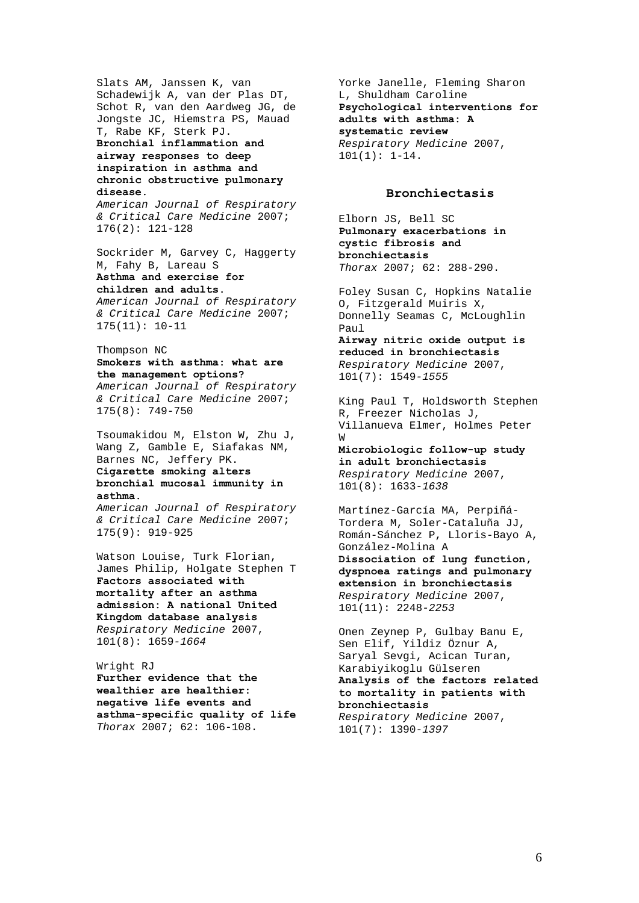Slats AM, Janssen K, van Schadewijk A, van der Plas DT, Schot R, van den Aardweg JG, de Jongste JC, Hiemstra PS, Mauad T, Rabe KF, Sterk PJ.
**Bronchial inflammation and airway responses to deep inspiration in asthma and chronic obstructive pulmonary disease.**
*American Journal of Respiratory & Critical Care Medicine* 2007; 176(2): 121-128

Sockrider M, Garvey C, Haggerty M, Fahy B, Lareau S
**Asthma and exercise for children and adults.**
*American Journal of Respiratory & Critical Care Medicine* 2007; 175(11): 10-11

Thompson NC
**Smokers with asthma: what are the management options?**
*American Journal of Respiratory & Critical Care Medicine* 2007; 175(8): 749-750

Tsoumakidou M, Elston W, Zhu J, Wang Z, Gamble E, Siafakas NM, Barnes NC, Jeffery PK.
**Cigarette smoking alters bronchial mucosal immunity in asthma.**
*American Journal of Respiratory & Critical Care Medicine* 2007; 175(9): 919-925

Watson Louise, Turk Florian, James Philip, Holgate Stephen T
**Factors associated with mortality after an asthma admission: A national United Kingdom database analysis**
*Respiratory Medicine* 2007, 101(8): 1659-*1664*

Wright RJ
**Further evidence that the wealthier are healthier: negative life events and asthma-specific quality of life**
*Thorax* 2007; 62: 106-108.

Yorke Janelle, Fleming Sharon L, Shuldham Caroline
**Psychological interventions for adults with asthma: A systematic review**
*Respiratory Medicine* 2007, 101(1): 1-14.

## Bronchiectasis

Elborn JS, Bell SC
**Pulmonary exacerbations in cystic fibrosis and bronchiectasis**
*Thorax* 2007; 62: 288-290.

Foley Susan C, Hopkins Natalie O, Fitzgerald Muiris X, Donnelly Seamas C, McLoughlin Paul
**Airway nitric oxide output is reduced in bronchiectasis**
*Respiratory Medicine* 2007, 101(7): 1549-*1555*

King Paul T, Holdsworth Stephen R, Freezer Nicholas J, Villanueva Elmer, Holmes Peter W
**Microbiologic follow-up study in adult bronchiectasis**
*Respiratory Medicine* 2007, 101(8): 1633-*1638*

Martínez-García MA, Perpiñá-Tordera M, Soler-Cataluña JJ, Román-Sánchez P, Lloris-Bayo A, González-Molina A
**Dissociation of lung function, dyspnoea ratings and pulmonary extension in bronchiectasis**
*Respiratory Medicine* 2007, 101(11): 2248-*2253*

Onen Zeynep P, Gulbay Banu E, Sen Elif, Yildiz Öznur A, Saryal Sevgi, Acican Turan, Karabiyikoglu Gülseren
**Analysis of the factors related to mortality in patients with bronchiectasis**
*Respiratory Medicine* 2007, 101(7): 1390-*1397*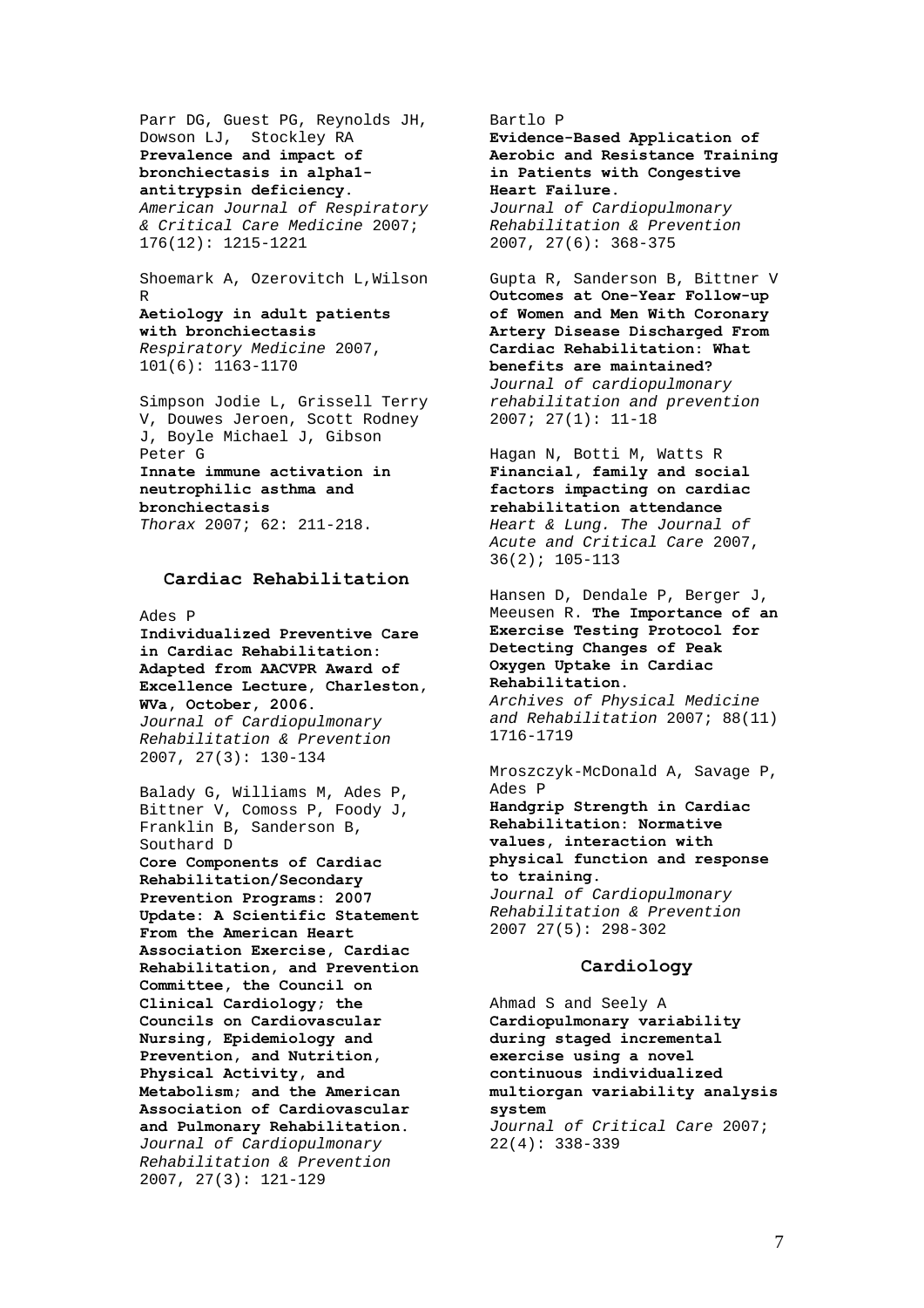Parr DG, Guest PG, Reynolds JH, Dowson LJ, Stockley RA
**Prevalence and impact of bronchiectasis in alpha1-antitrypsin deficiency.**
*American Journal of Respiratory & Critical Care Medicine* 2007; 176(12): 1215-1221

Shoemark A, Ozerovitch L,Wilson R
**Aetiology in adult patients with bronchiectasis**
*Respiratory Medicine* 2007, 101(6): 1163-1170

Simpson Jodie L, Grissell Terry V, Douwes Jeroen, Scott Rodney J, Boyle Michael J, Gibson Peter G
**Innate immune activation in neutrophilic asthma and bronchiectasis**
*Thorax* 2007; 62: 211-218.

## Cardiac Rehabilitation

Ades P
**Individualized Preventive Care in Cardiac Rehabilitation: Adapted from AACVPR Award of Excellence Lecture, Charleston, WVa, October, 2006.**
*Journal of Cardiopulmonary Rehabilitation & Prevention* 2007, 27(3): 130-134

Balady G, Williams M, Ades P, Bittner V, Comoss P, Foody J, Franklin B, Sanderson B, Southard D
**Core Components of Cardiac Rehabilitation/Secondary Prevention Programs: 2007 Update: A Scientific Statement From the American Heart Association Exercise, Cardiac Rehabilitation, and Prevention Committee, the Council on Clinical Cardiology; the Councils on Cardiovascular Nursing, Epidemiology and Prevention, and Nutrition, Physical Activity, and Metabolism; and the American Association of Cardiovascular and Pulmonary Rehabilitation.**
*Journal of Cardiopulmonary Rehabilitation & Prevention* 2007, 27(3): 121-129

Bartlo P
**Evidence-Based Application of Aerobic and Resistance Training in Patients with Congestive Heart Failure.**
*Journal of Cardiopulmonary Rehabilitation & Prevention* 2007, 27(6): 368-375

Gupta R, Sanderson B, Bittner V
**Outcomes at One-Year Follow-up of Women and Men With Coronary Artery Disease Discharged From Cardiac Rehabilitation: What benefits are maintained?**
*Journal of cardiopulmonary rehabilitation and prevention* 2007; 27(1): 11-18

Hagan N, Botti M, Watts R
**Financial, family and social factors impacting on cardiac rehabilitation attendance**
*Heart & Lung. The Journal of Acute and Critical Care* 2007, 36(2); 105-113

Hansen D, Dendale P, Berger J, Meeusen R. **The Importance of an Exercise Testing Protocol for Detecting Changes of Peak Oxygen Uptake in Cardiac Rehabilitation.**
*Archives of Physical Medicine and Rehabilitation* 2007; 88(11) 1716-1719

Mroszczyk-McDonald A, Savage P, Ades P
**Handgrip Strength in Cardiac Rehabilitation: Normative values, interaction with physical function and response to training.**
*Journal of Cardiopulmonary Rehabilitation & Prevention* 2007 27(5): 298-302

## Cardiology

Ahmad S and Seely A
**Cardiopulmonary variability during staged incremental exercise using a novel continuous individualized multiorgan variability analysis system**
*Journal of Critical Care* 2007; 22(4): 338-339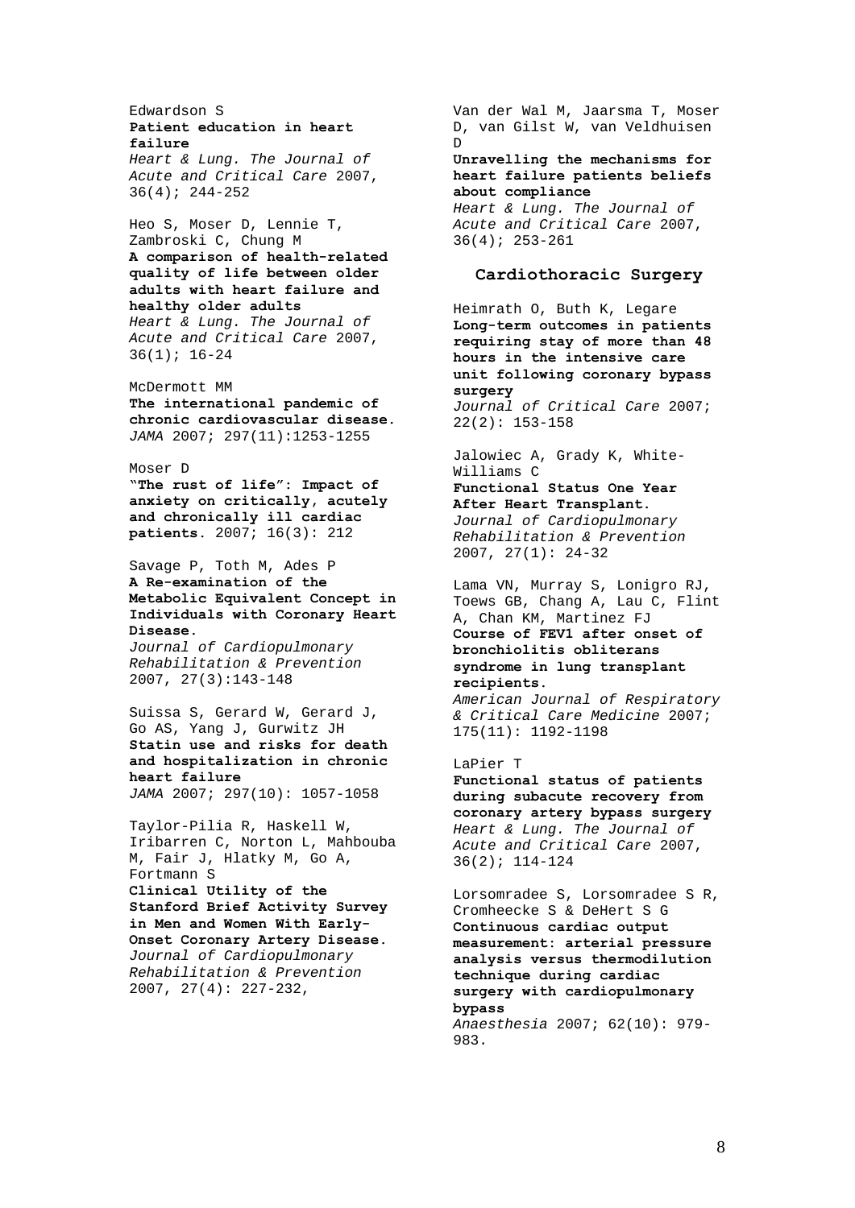Edwardson S
**Patient education in heart failure**
*Heart & Lung. The Journal of Acute and Critical Care* 2007, 36(4); 244-252

Heo S, Moser D, Lennie T, Zambroski C, Chung M
**A comparison of health-related quality of life between older adults with heart failure and healthy older adults**
*Heart & Lung. The Journal of Acute and Critical Care* 2007, 36(1); 16-24

McDermott MM
**The international pandemic of chronic cardiovascular disease.**
*JAMA* 2007; 297(11):1253-1255

Moser D
**"The rust of life": Impact of anxiety on critically, acutely and chronically ill cardiac patients.** 2007; 16(3): 212

Savage P, Toth M, Ades P
**A Re-examination of the Metabolic Equivalent Concept in Individuals with Coronary Heart Disease.**
*Journal of Cardiopulmonary Rehabilitation & Prevention* 2007, 27(3):143-148

Suissa S, Gerard W, Gerard J, Go AS, Yang J, Gurwitz JH
**Statin use and risks for death and hospitalization in chronic heart failure**
*JAMA* 2007; 297(10): 1057-1058

Taylor-Pilia R, Haskell W, Iribarren C, Norton L, Mahbouba M, Fair J, Hlatky M, Go A, Fortmann S
**Clinical Utility of the Stanford Brief Activity Survey in Men and Women With Early-Onset Coronary Artery Disease.**
*Journal of Cardiopulmonary Rehabilitation & Prevention* 2007, 27(4): 227-232,

Van der Wal M, Jaarsma T, Moser D, van Gilst W, van Veldhuisen D
**Unravelling the mechanisms for heart failure patients beliefs about compliance**
*Heart & Lung. The Journal of Acute and Critical Care* 2007, 36(4); 253-261

## Cardiothoracic Surgery

Heimrath O, Buth K, Legare
**Long-term outcomes in patients requiring stay of more than 48 hours in the intensive care unit following coronary bypass surgery**
*Journal of Critical Care* 2007; 22(2): 153-158

Jalowiec A, Grady K, White-Williams C
**Functional Status One Year After Heart Transplant.**
*Journal of Cardiopulmonary Rehabilitation & Prevention* 2007, 27(1): 24-32

Lama VN, Murray S, Lonigro RJ, Toews GB, Chang A, Lau C, Flint A, Chan KM, Martinez FJ
**Course of FEV1 after onset of bronchiolitis obliterans syndrome in lung transplant recipients.**
*American Journal of Respiratory & Critical Care Medicine* 2007; 175(11): 1192-1198

LaPier T
**Functional status of patients during subacute recovery from coronary artery bypass surgery**
*Heart & Lung. The Journal of Acute and Critical Care* 2007, 36(2); 114-124

Lorsomradee S, Lorsomradee S R, Cromheecke S & DeHert S G
**Continuous cardiac output measurement: arterial pressure analysis versus thermodilution technique during cardiac surgery with cardiopulmonary bypass**
*Anaesthesia* 2007; 62(10): 979-983.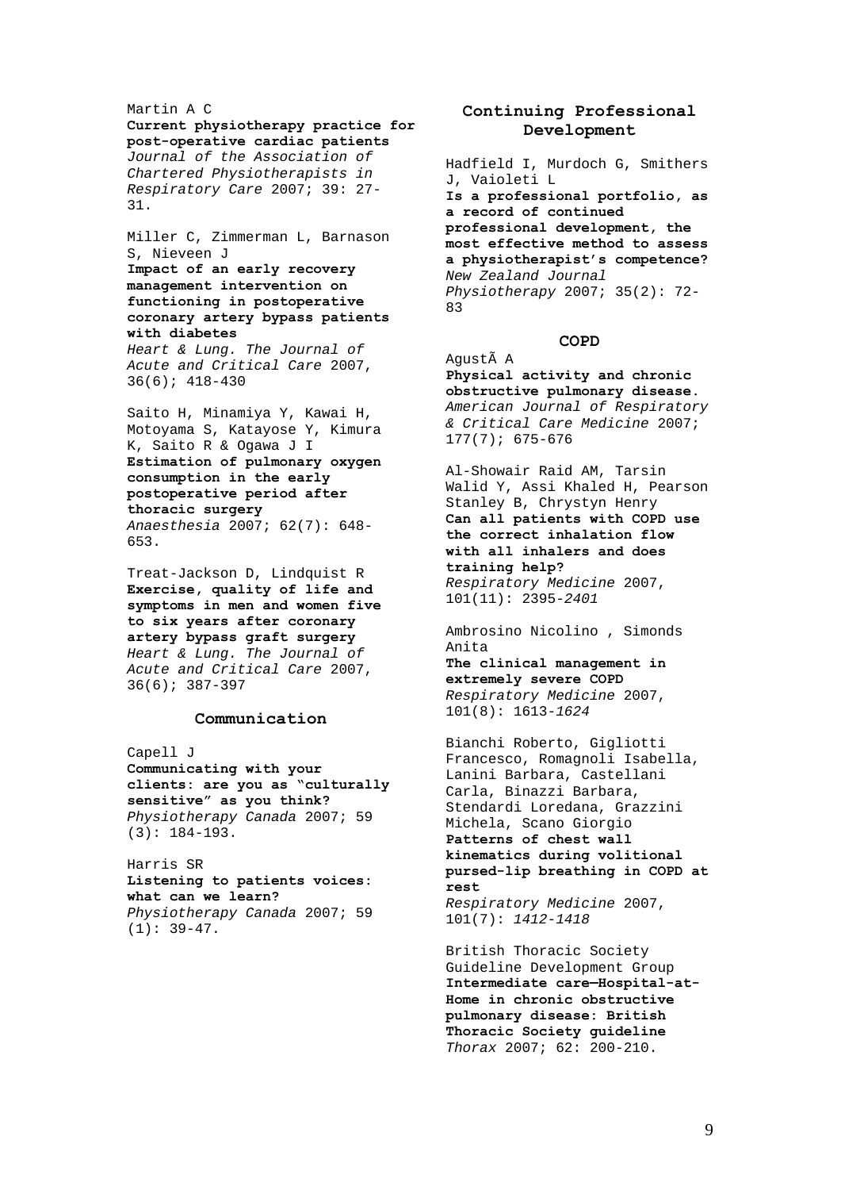Martin A C
**Current physiotherapy practice for post-operative cardiac patients**
*Journal of the Association of Chartered Physiotherapists in Respiratory Care* 2007; 39: 27-31.

Miller C, Zimmerman L, Barnason S, Nieveen J
**Impact of an early recovery management intervention on functioning in postoperative coronary artery bypass patients with diabetes**
*Heart & Lung. The Journal of Acute and Critical Care* 2007, 36(6); 418-430

Saito H, Minamiya Y, Kawai H, Motoyama S, Katayose Y, Kimura K, Saito R & Ogawa J I
**Estimation of pulmonary oxygen consumption in the early postoperative period after thoracic surgery**
*Anaesthesia* 2007; 62(7): 648-653.

Treat-Jackson D, Lindquist R
**Exercise, quality of life and symptoms in men and women five to six years after coronary artery bypass graft surgery**
*Heart & Lung. The Journal of Acute and Critical Care* 2007, 36(6); 387-397

## Communication

Capell J
**Communicating with your clients: are you as "culturally sensitive" as you think?**
*Physiotherapy Canada* 2007; 59 (3): 184-193.

Harris SR
**Listening to patients voices: what can we learn?**
*Physiotherapy Canada* 2007; 59 (1): 39-47.

## Continuing Professional Development

Hadfield I, Murdoch G, Smithers J, Vaioleti L
**Is a professional portfolio, as a record of continued professional development, the most effective method to assess a physiotherapist's competence?**
*New Zealand Journal Physiotherapy* 2007; 35(2): 72-83

## COPD

AgustÃ A
**Physical activity and chronic obstructive pulmonary disease.**
*American Journal of Respiratory & Critical Care Medicine* 2007; 177(7); 675-676

Al-Showair Raid AM, Tarsin Walid Y, Assi Khaled H, Pearson Stanley B, Chrystyn Henry
**Can all patients with COPD use the correct inhalation flow with all inhalers and does training help?**
*Respiratory Medicine* 2007, 101(11): 2395-*2401*

Ambrosino Nicolino , Simonds Anita
**The clinical management in extremely severe COPD**
*Respiratory Medicine* 2007, 101(8): 1613-*1624*

Bianchi Roberto, Gigliotti Francesco, Romagnoli Isabella, Lanini Barbara, Castellani Carla, Binazzi Barbara, Stendardi Loredana, Grazzini Michela, Scano Giorgio
**Patterns of chest wall kinematics during volitional pursed-lip breathing in COPD at rest**
*Respiratory Medicine* 2007, 101(7): *1412-1418*

British Thoracic Society Guideline Development Group
**Intermediate care—Hospital-at-Home in chronic obstructive pulmonary disease: British Thoracic Society guideline**
*Thorax* 2007; 62: 200-210.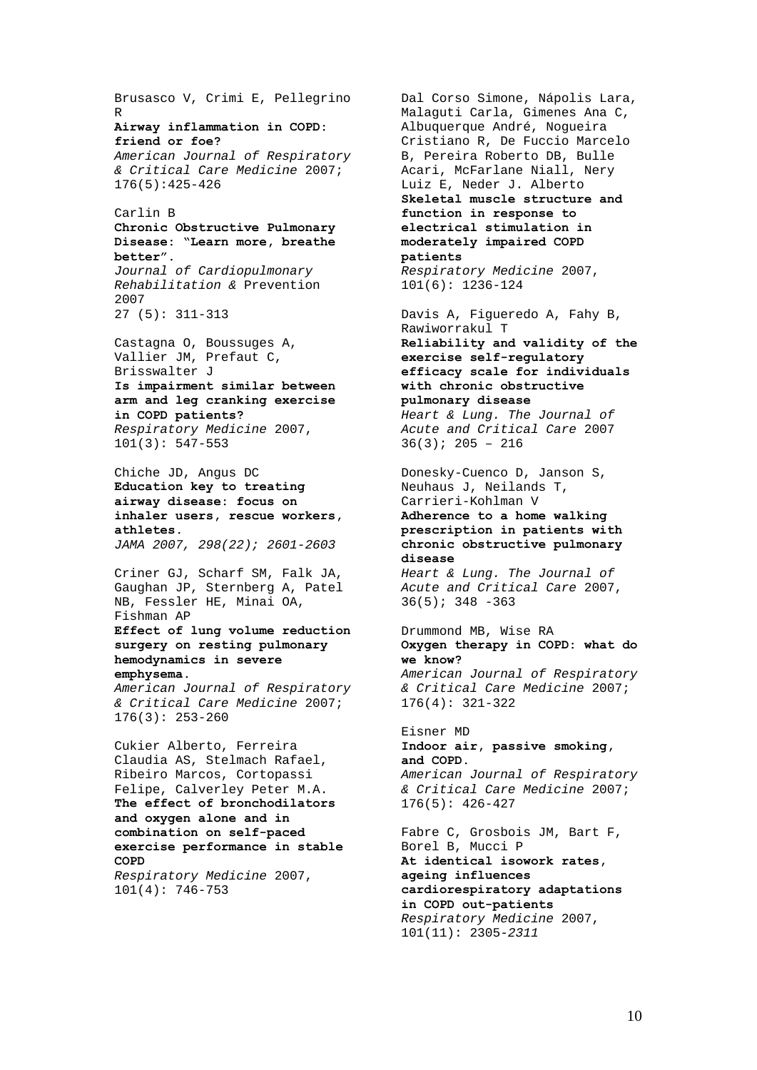Brusasco V, Crimi E, Pellegrino R
**Airway inflammation in COPD: friend or foe?**
*American Journal of Respiratory & Critical Care Medicine* 2007; 176(5):425-426

Carlin B
**Chronic Obstructive Pulmonary Disease: "Learn more, breathe better".**
*Journal of Cardiopulmonary Rehabilitation &* Prevention 2007
27 (5): 311-313

Castagna O, Boussuges A, Vallier JM, Prefaut C, Brisswalter J
**Is impairment similar between arm and leg cranking exercise in COPD patients?**
*Respiratory Medicine* 2007, 101(3): 547-553

Chiche JD, Angus DC
**Education key to treating airway disease: focus on inhaler users, rescue workers, athletes.**
*JAMA 2007, 298(22); 2601-2603*

Criner GJ, Scharf SM, Falk JA, Gaughan JP, Sternberg A, Patel NB, Fessler HE, Minai OA, Fishman AP
**Effect of lung volume reduction surgery on resting pulmonary hemodynamics in severe emphysema.**
*American Journal of Respiratory & Critical Care Medicine* 2007; 176(3): 253-260

Cukier Alberto, Ferreira Claudia AS, Stelmach Rafael, Ribeiro Marcos, Cortopassi Felipe, Calverley Peter M.A.
**The effect of bronchodilators and oxygen alone and in combination on self-paced exercise performance in stable COPD**
*Respiratory Medicine* 2007, 101(4): 746-753

Dal Corso Simone, Nápolis Lara, Malaguti Carla, Gimenes Ana C, Albuquerque André, Nogueira Cristiano R, De Fuccio Marcelo B, Pereira Roberto DB, Bulle Acari, McFarlane Niall, Nery Luiz E, Neder J. Alberto
**Skeletal muscle structure and function in response to electrical stimulation in moderately impaired COPD patients**
*Respiratory Medicine* 2007, 101(6): 1236-124

Davis A, Figueredo A, Fahy B, Rawiworrakul T
**Reliability and validity of the exercise self-regulatory efficacy scale for individuals with chronic obstructive pulmonary disease**
*Heart & Lung. The Journal of Acute and Critical Care* 2007 36(3); 205 – 216

Donesky-Cuenco D, Janson S, Neuhaus J, Neilands T, Carrieri-Kohlman V
**Adherence to a home walking prescription in patients with chronic obstructive pulmonary disease**
*Heart & Lung. The Journal of Acute and Critical Care* 2007, 36(5); 348 -363

Drummond MB, Wise RA
**Oxygen therapy in COPD: what do we know?**
*American Journal of Respiratory & Critical Care Medicine* 2007; 176(4): 321-322

Eisner MD
**Indoor air, passive smoking, and COPD.**
*American Journal of Respiratory & Critical Care Medicine* 2007; 176(5): 426-427

Fabre C, Grosbois JM, Bart F, Borel B, Mucci P
**At identical isowork rates, ageing influences cardiorespiratory adaptations in COPD out-patients**
*Respiratory Medicine* 2007, 101(11): 2305-*2311*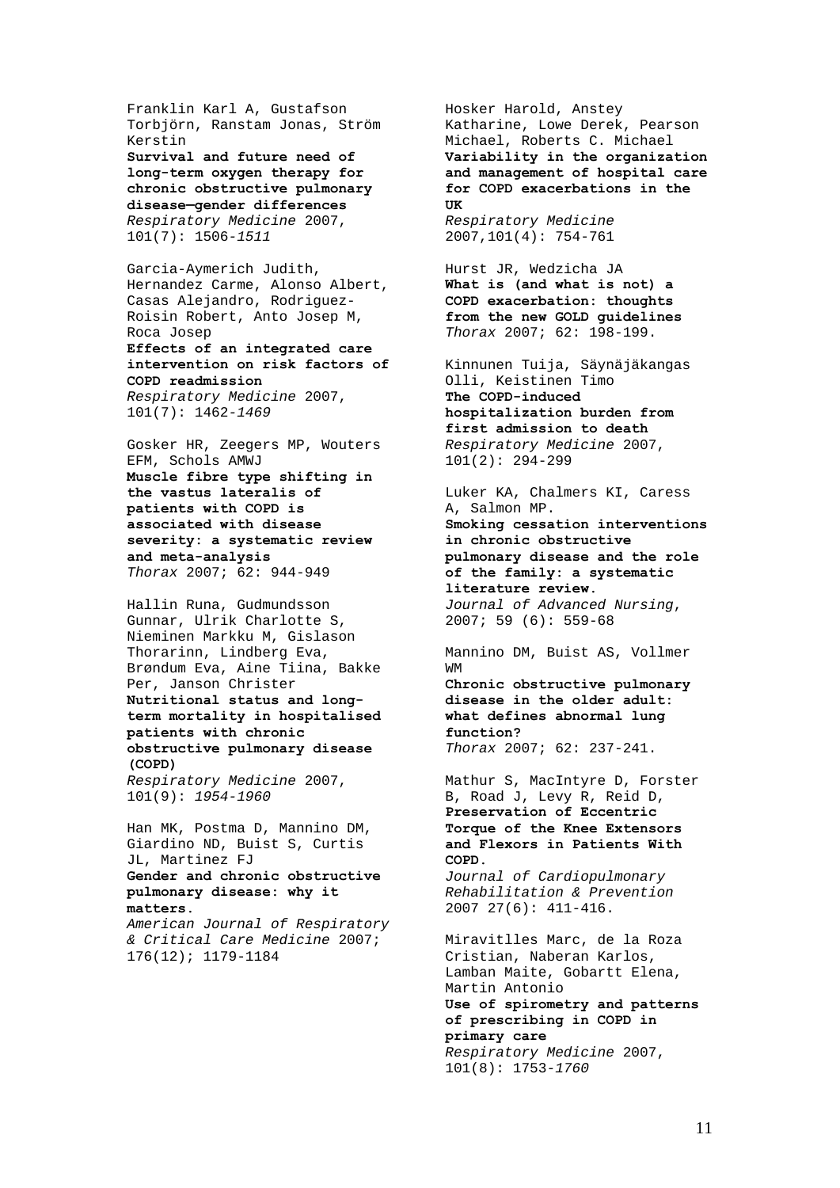Franklin Karl A, Gustafson Torbjörn, Ranstam Jonas, Ström Kerstin
**Survival and future need of long-term oxygen therapy for chronic obstructive pulmonary disease—gender differences**
*Respiratory Medicine* 2007, 101(7): 1506-*1511*

Garcia-Aymerich Judith, Hernandez Carme, Alonso Albert, Casas Alejandro, Rodriguez-Roisin Robert, Anto Josep M, Roca Josep
**Effects of an integrated care intervention on risk factors of COPD readmission**
*Respiratory Medicine* 2007, 101(7): 1462-*1469*

Gosker HR, Zeegers MP, Wouters EFM, Schols AMWJ
**Muscle fibre type shifting in the vastus lateralis of patients with COPD is associated with disease severity: a systematic review and meta-analysis**
*Thorax* 2007; 62: 944-949

Hallin Runa, Gudmundsson Gunnar, Ulrik Charlotte S, Nieminen Markku M, Gislason Thorarinn, Lindberg Eva, Brøndum Eva, Aine Tiina, Bakke Per, Janson Christer
**Nutritional status and long-term mortality in hospitalised patients with chronic obstructive pulmonary disease (COPD)**
*Respiratory Medicine* 2007, 101(9): *1954-1960*

Han MK, Postma D, Mannino DM, Giardino ND, Buist S, Curtis JL, Martinez FJ
**Gender and chronic obstructive pulmonary disease: why it matters.**
*American Journal of Respiratory & Critical Care Medicine* 2007; 176(12); 1179-1184

Hosker Harold, Anstey Katharine, Lowe Derek, Pearson Michael, Roberts C. Michael
**Variability in the organization and management of hospital care for COPD exacerbations in the UK**
*Respiratory Medicine* 2007,101(4): 754-761

Hurst JR, Wedzicha JA
**What is (and what is not) a COPD exacerbation: thoughts from the new GOLD guidelines**
*Thorax* 2007; 62: 198-199.

Kinnunen Tuija, Säynäjäkangas Olli, Keistinen Timo
**The COPD-induced hospitalization burden from first admission to death**
*Respiratory Medicine* 2007, 101(2): 294-299

Luker KA, Chalmers KI, Caress A, Salmon MP.
**Smoking cessation interventions in chronic obstructive pulmonary disease and the role of the family: a systematic literature review.**
*Journal of Advanced Nursing*, 2007; 59 (6): 559-68

Mannino DM, Buist AS, Vollmer WM
**Chronic obstructive pulmonary disease in the older adult: what defines abnormal lung function?**
*Thorax* 2007; 62: 237-241.

Mathur S, MacIntyre D, Forster B, Road J, Levy R, Reid D,
**Preservation of Eccentric Torque of the Knee Extensors and Flexors in Patients With COPD.**
*Journal of Cardiopulmonary Rehabilitation & Prevention* 2007 27(6): 411-416.

Miravitlles Marc, de la Roza Cristian, Naberan Karlos, Lamban Maite, Gobartt Elena, Martin Antonio
**Use of spirometry and patterns of prescribing in COPD in primary care**
*Respiratory Medicine* 2007, 101(8): 1753-*1760*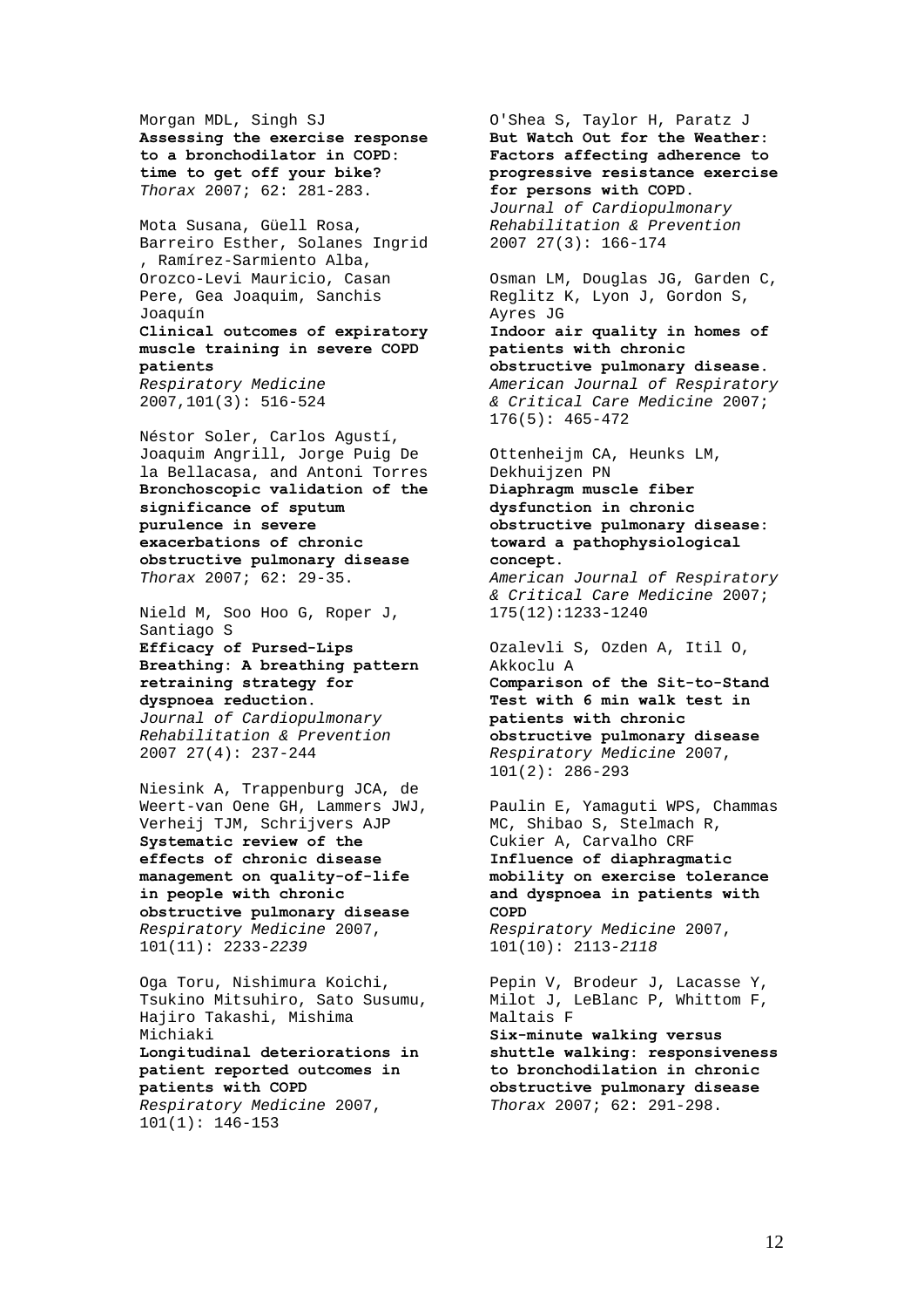Morgan MDL, Singh SJ
**Assessing the exercise response to a bronchodilator in COPD: time to get off your bike?**
*Thorax* 2007; 62: 281-283.

Mota Susana, Güell Rosa, Barreiro Esther, Solanes Ingrid , Ramírez-Sarmiento Alba, Orozco-Levi Mauricio, Casan Pere, Gea Joaquim, Sanchis Joaquín
**Clinical outcomes of expiratory muscle training in severe COPD patients**
*Respiratory Medicine* 2007,101(3): 516-524

Néstor Soler, Carlos Agustí, Joaquim Angrill, Jorge Puig De la Bellacasa, and Antoni Torres
**Bronchoscopic validation of the significance of sputum purulence in severe exacerbations of chronic obstructive pulmonary disease**
*Thorax* 2007; 62: 29-35.

Nield M, Soo Hoo G, Roper J, Santiago S
**Efficacy of Pursed-Lips Breathing: A breathing pattern retraining strategy for dyspnoea reduction.**
*Journal of Cardiopulmonary Rehabilitation & Prevention* 2007 27(4): 237-244

Niesink A, Trappenburg JCA, de Weert-van Oene GH, Lammers JWJ, Verheij TJM, Schrijvers AJP
**Systematic review of the effects of chronic disease management on quality-of-life in people with chronic obstructive pulmonary disease**
*Respiratory Medicine* 2007, 101(11): 2233-*2239*

Oga Toru, Nishimura Koichi, Tsukino Mitsuhiro, Sato Susumu, Hajiro Takashi, Mishima Michiaki
**Longitudinal deteriorations in patient reported outcomes in patients with COPD**
*Respiratory Medicine* 2007, 101(1): 146-153

O'Shea S, Taylor H, Paratz J
**But Watch Out for the Weather: Factors affecting adherence to progressive resistance exercise for persons with COPD.**
*Journal of Cardiopulmonary Rehabilitation & Prevention* 2007 27(3): 166-174

Osman LM, Douglas JG, Garden C, Reglitz K, Lyon J, Gordon S, Ayres JG
**Indoor air quality in homes of patients with chronic obstructive pulmonary disease.**
*American Journal of Respiratory & Critical Care Medicine* 2007; 176(5): 465-472

Ottenheijm CA, Heunks LM, Dekhuijzen PN
**Diaphragm muscle fiber dysfunction in chronic obstructive pulmonary disease: toward a pathophysiological concept.**
*American Journal of Respiratory & Critical Care Medicine* 2007; 175(12):1233-1240

Ozalevli S, Ozden A, Itil O, Akkoclu A
**Comparison of the Sit-to-Stand Test with 6 min walk test in patients with chronic obstructive pulmonary disease**
*Respiratory Medicine* 2007, 101(2): 286-293

Paulin E, Yamaguti WPS, Chammas MC, Shibao S, Stelmach R, Cukier A, Carvalho CRF
**Influence of diaphragmatic mobility on exercise tolerance and dyspnoea in patients with COPD**
*Respiratory Medicine* 2007, 101(10): 2113-*2118*

Pepin V, Brodeur J, Lacasse Y, Milot J, LeBlanc P, Whittom F, Maltais F
**Six-minute walking versus shuttle walking: responsiveness to bronchodilation in chronic obstructive pulmonary disease**
*Thorax* 2007; 62: 291-298.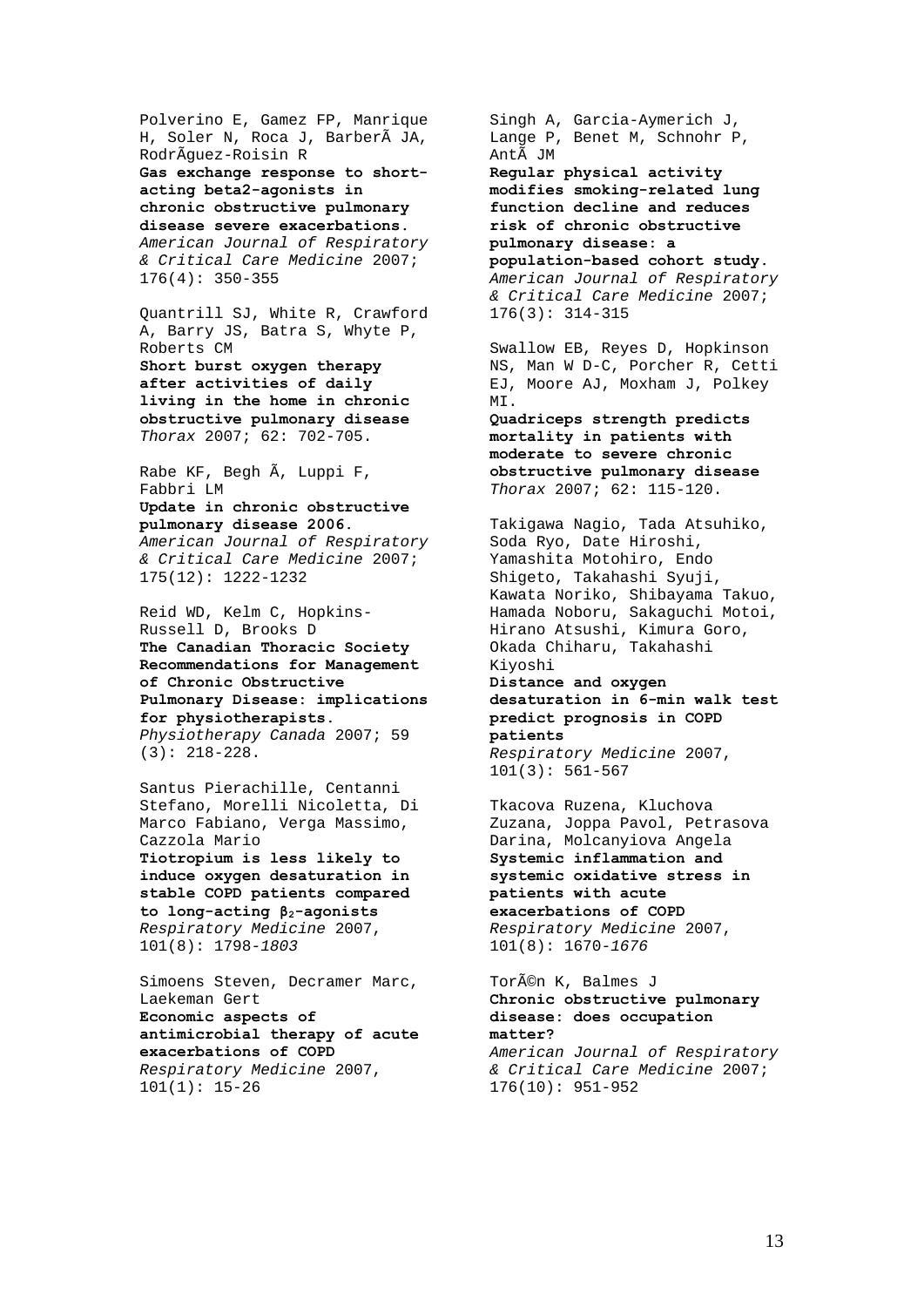Polverino E, Gamez FP, Manrique H, Soler N, Roca J, BarberÃ JA, RodrÃguez-Roisin R
**Gas exchange response to short-acting beta2-agonists in chronic obstructive pulmonary disease severe exacerbations.**
*American Journal of Respiratory & Critical Care Medicine* 2007; 176(4): 350-355

Quantrill SJ, White R, Crawford A, Barry JS, Batra S, Whyte P, Roberts CM
**Short burst oxygen therapy after activities of daily living in the home in chronic obstructive pulmonary disease**
*Thorax* 2007; 62: 702-705.

Rabe KF, Begh Ã, Luppi F, Fabbri LM
**Update in chronic obstructive pulmonary disease 2006.**
*American Journal of Respiratory & Critical Care Medicine* 2007; 175(12): 1222-1232

Reid WD, Kelm C, Hopkins-Russell D, Brooks D
**The Canadian Thoracic Society Recommendations for Management of Chronic Obstructive Pulmonary Disease: implications for physiotherapists.**
*Physiotherapy Canada* 2007; 59 (3): 218-228.

Santus Pierachille, Centanni Stefano, Morelli Nicoletta, Di Marco Fabiano, Verga Massimo, Cazzola Mario
**Tiotropium is less likely to induce oxygen desaturation in stable COPD patients compared to long-acting $\beta_2$-agonists**
*Respiratory Medicine* 2007, 101(8): 1798-*1803*

Simoens Steven, Decramer Marc, Laekeman Gert
**Economic aspects of antimicrobial therapy of acute exacerbations of COPD**
*Respiratory Medicine* 2007, 101(1): 15-26

Singh A, Garcia-Aymerich J, Lange P, Benet M, Schnohr P, AntÃ JM
**Regular physical activity modifies smoking-related lung function decline and reduces risk of chronic obstructive pulmonary disease: a population-based cohort study.**
*American Journal of Respiratory & Critical Care Medicine* 2007; 176(3): 314-315

Swallow EB, Reyes D, Hopkinson NS, Man W D-C, Porcher R, Cetti EJ, Moore AJ, Moxham J, Polkey MI.
**Quadriceps strength predicts mortality in patients with moderate to severe chronic obstructive pulmonary disease**
*Thorax* 2007; 62: 115-120.

Takigawa Nagio, Tada Atsuhiko, Soda Ryo, Date Hiroshi, Yamashita Motohiro, Endo Shigeto, Takahashi Syuji, Kawata Noriko, Shibayama Takuo, Hamada Noboru, Sakaguchi Motoi, Hirano Atsushi, Kimura Goro, Okada Chiharu, Takahashi Kiyoshi
**Distance and oxygen desaturation in 6-min walk test predict prognosis in COPD patients**
*Respiratory Medicine* 2007, 101(3): 561-567

Tkacova Ruzena, Kluchova Zuzana, Joppa Pavol, Petrasova Darina, Molcanyiova Angela
**Systemic inflammation and systemic oxidative stress in patients with acute exacerbations of COPD**
*Respiratory Medicine* 2007, 101(8): 1670-*1676*

TorÃ©n K, Balmes J
**Chronic obstructive pulmonary disease: does occupation matter?**
*American Journal of Respiratory & Critical Care Medicine* 2007; 176(10): 951-952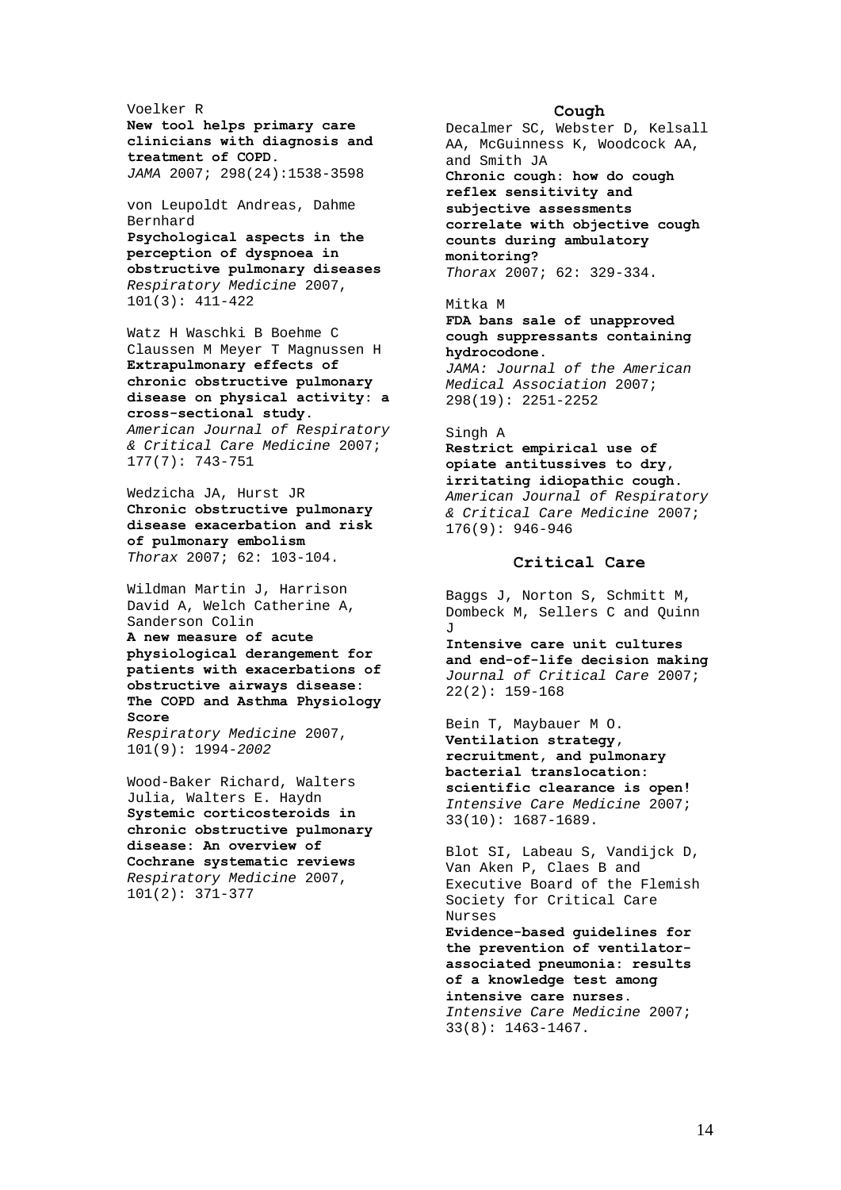Voelker R
**New tool helps primary care clinicians with diagnosis and treatment of COPD.**
*JAMA* 2007; 298(24):1538-3598

von Leupoldt Andreas, Dahme Bernhard
**Psychological aspects in the perception of dyspnoea in obstructive pulmonary diseases**
*Respiratory Medicine* 2007, 101(3): 411-422

Watz H Waschki B Boehme C Claussen M Meyer T Magnussen H
**Extrapulmonary effects of chronic obstructive pulmonary disease on physical activity: a cross-sectional study.**
*American Journal of Respiratory & Critical Care Medicine* 2007; 177(7): 743-751

Wedzicha JA, Hurst JR
**Chronic obstructive pulmonary disease exacerbation and risk of pulmonary embolism**
*Thorax* 2007; 62: 103-104.

Wildman Martin J, Harrison David A, Welch Catherine A, Sanderson Colin
**A new measure of acute physiological derangement for patients with exacerbations of obstructive airways disease: The COPD and Asthma Physiology Score**
*Respiratory Medicine* 2007, 101(9): 1994-*2002*

Wood-Baker Richard, Walters Julia, Walters E. Haydn
**Systemic corticosteroids in chronic obstructive pulmonary disease: An overview of Cochrane systematic reviews**
*Respiratory Medicine* 2007, 101(2): 371-377

## Cough

Decalmer SC, Webster D, Kelsall AA, McGuinness K, Woodcock AA, and Smith JA
**Chronic cough: how do cough reflex sensitivity and subjective assessments correlate with objective cough counts during ambulatory monitoring?**
*Thorax* 2007; 62: 329-334.

Mitka M
**FDA bans sale of unapproved cough suppressants containing hydrocodone.**
*JAMA: Journal of the American Medical Association* 2007; 298(19): 2251-2252

Singh A
**Restrict empirical use of opiate antitussives to dry, irritating idiopathic cough.**
*American Journal of Respiratory & Critical Care Medicine* 2007; 176(9): 946-946

## Critical Care

Baggs J, Norton S, Schmitt M, Dombeck M, Sellers C and Quinn J
**Intensive care unit cultures and end-of-life decision making**
*Journal of Critical Care* 2007; 22(2): 159-168

Bein T, Maybauer M O.
**Ventilation strategy, recruitment, and pulmonary bacterial translocation: scientific clearance is open!**
*Intensive Care Medicine* 2007; 33(10): 1687-1689.

Blot SI, Labeau S, Vandijck D, Van Aken P, Claes B and Executive Board of the Flemish Society for Critical Care Nurses
**Evidence-based guidelines for the prevention of ventilator-associated pneumonia: results of a knowledge test among intensive care nurses.**
*Intensive Care Medicine* 2007; 33(8): 1463-1467.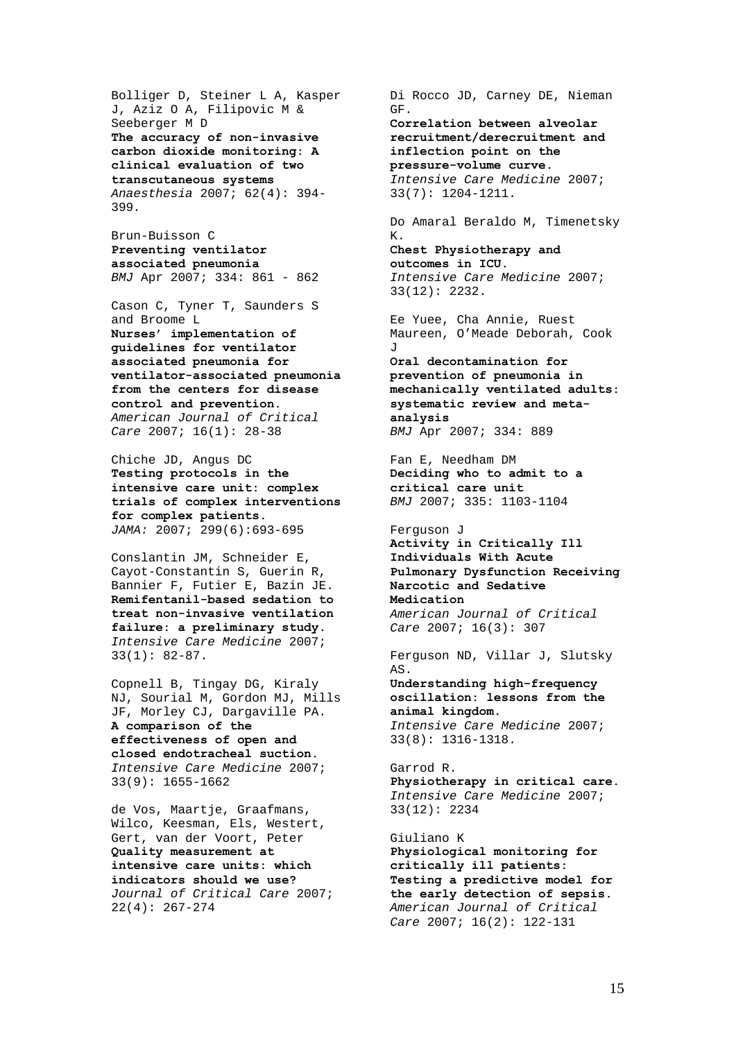Bolliger D, Steiner L A, Kasper J, Aziz O A, Filipovic M & Seeberger M D
**The accuracy of non-invasive carbon dioxide monitoring: A clinical evaluation of two transcutaneous systems**
*Anaesthesia* 2007; 62(4): 394-399.

Brun-Buisson C
**Preventing ventilator associated pneumonia**
*BMJ* Apr 2007; 334: 861 - 862

Cason C, Tyner T, Saunders S and Broome L
**Nurses' implementation of guidelines for ventilator associated pneumonia for ventilator-associated pneumonia from the centers for disease control and prevention.**
*American Journal of Critical Care* 2007; 16(1): 28-38

Chiche JD, Angus DC
**Testing protocols in the intensive care unit: complex trials of complex interventions for complex patients.**
*JAMA:* 2007; 299(6):693-695

Conslantin JM, Schneider E, Cayot-Constantin S, Guerin R, Bannier F, Futier E, Bazin JE.
**Remifentanil-based sedation to treat non-invasive ventilation failure: a preliminary study.**
*Intensive Care Medicine* 2007; 33(1): 82-87.

Copnell B, Tingay DG, Kiraly NJ, Sourial M, Gordon MJ, Mills JF, Morley CJ, Dargaville PA.
**A comparison of the effectiveness of open and closed endotracheal suction.**
*Intensive Care Medicine* 2007; 33(9): 1655-1662

de Vos, Maartje, Graafmans, Wilco, Keesman, Els, Westert, Gert, van der Voort, Peter
**Quality measurement at intensive care units: which indicators should we use?**
*Journal of Critical Care* 2007; 22(4): 267-274

Di Rocco JD, Carney DE, Nieman GF.
**Correlation between alveolar recruitment/derecruitment and inflection point on the pressure-volume curve.**
*Intensive Care Medicine* 2007; 33(7): 1204-1211.

Do Amaral Beraldo M, Timenetsky K.
**Chest Physiotherapy and outcomes in ICU.**
*Intensive Care Medicine* 2007; 33(12): 2232.

Ee Yuee, Cha Annie, Ruest Maureen, O'Meade Deborah, Cook J
**Oral decontamination for prevention of pneumonia in mechanically ventilated adults: systematic review and meta-analysis**
*BMJ* Apr 2007; 334: 889

Fan E, Needham DM
**Deciding who to admit to a critical care unit**
*BMJ* 2007; 335: 1103-1104

Ferguson J
**Activity in Critically Ill Individuals With Acute Pulmonary Dysfunction Receiving Narcotic and Sedative Medication**
*American Journal of Critical Care* 2007; 16(3): 307

Ferguson ND, Villar J, Slutsky AS.
**Understanding high-frequency oscillation: lessons from the animal kingdom.**
*Intensive Care Medicine* 2007; 33(8): 1316-1318.

Garrod R.
**Physiotherapy in critical care.**
*Intensive Care Medicine* 2007; 33(12): 2234

Giuliano K
**Physiological monitoring for critically ill patients: Testing a predictive model for the early detection of sepsis.**
*American Journal of Critical Care* 2007; 16(2): 122-131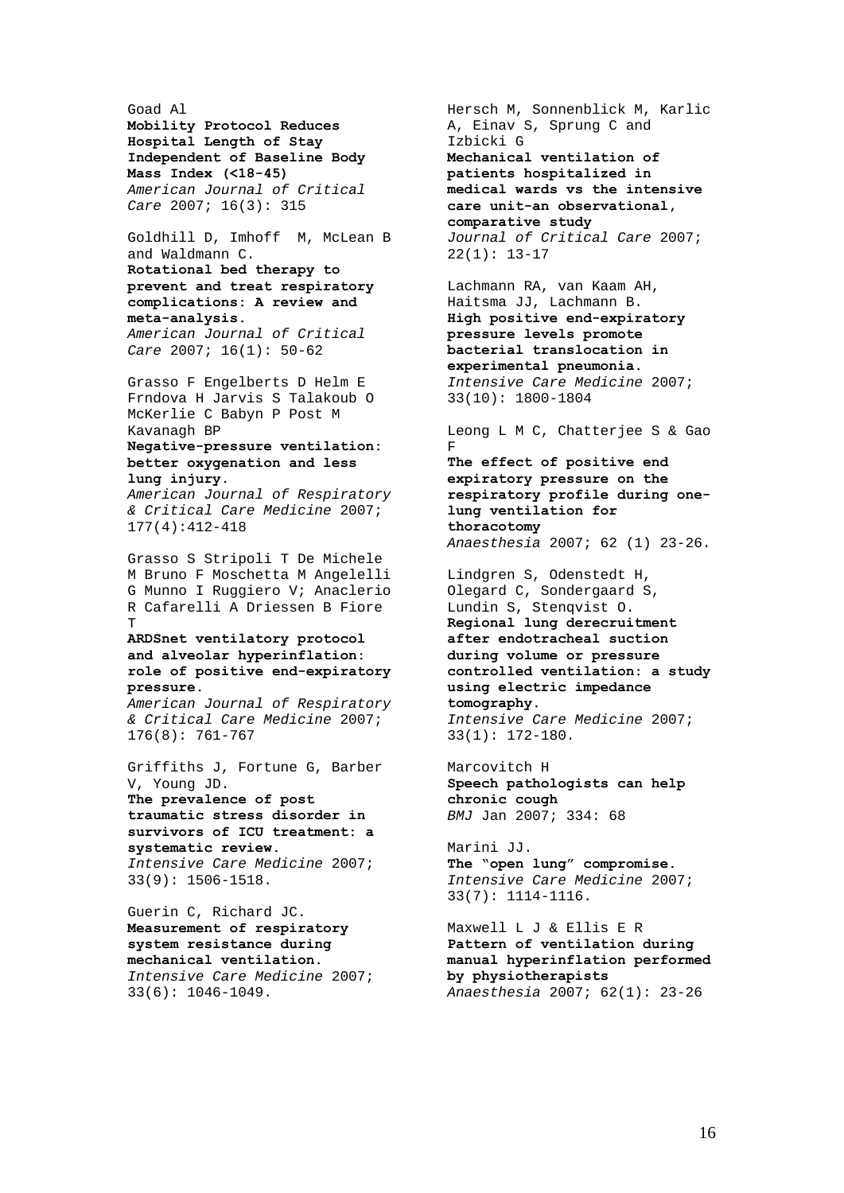Goad Al
**Mobility Protocol Reduces Hospital Length of Stay Independent of Baseline Body Mass Index (<18-45)**
*American Journal of Critical Care* 2007; 16(3): 315

Goldhill D, Imhoff M, McLean B and Waldmann C.
**Rotational bed therapy to prevent and treat respiratory complications: A review and meta-analysis.**
*American Journal of Critical Care* 2007; 16(1): 50-62

Grasso F Engelberts D Helm E Frndova H Jarvis S Talakoub O McKerlie C Babyn P Post M Kavanagh BP
**Negative-pressure ventilation: better oxygenation and less lung injury.**
*American Journal of Respiratory & Critical Care Medicine* 2007; 177(4):412-418

Grasso S Stripoli T De Michele M Bruno F Moschetta M Angelelli G Munno I Ruggiero V; Anaclerio R Cafarelli A Driessen B Fiore T
**ARDSnet ventilatory protocol and alveolar hyperinflation: role of positive end-expiratory pressure.**
*American Journal of Respiratory & Critical Care Medicine* 2007; 176(8): 761-767

Griffiths J, Fortune G, Barber V, Young JD.
**The prevalence of post traumatic stress disorder in survivors of ICU treatment: a systematic review.**
*Intensive Care Medicine* 2007; 33(9): 1506-1518.

Guerin C, Richard JC.
**Measurement of respiratory system resistance during mechanical ventilation.**
*Intensive Care Medicine* 2007; 33(6): 1046-1049.

Hersch M, Sonnenblick M, Karlic A, Einav S, Sprung C and Izbicki G
**Mechanical ventilation of patients hospitalized in medical wards vs the intensive care unit-an observational, comparative study**
*Journal of Critical Care* 2007; 22(1): 13-17

Lachmann RA, van Kaam AH, Haitsma JJ, Lachmann B.
**High positive end-expiratory pressure levels promote bacterial translocation in experimental pneumonia.**
*Intensive Care Medicine* 2007; 33(10): 1800-1804

Leong L M C, Chatterjee S & Gao F
**The effect of positive end expiratory pressure on the respiratory profile during one-lung ventilation for thoracotomy**
*Anaesthesia* 2007; 62 (1) 23-26.

Lindgren S, Odenstedt H, Olegard C, Sondergaard S, Lundin S, Stenqvist O.
**Regional lung derecruitment after endotracheal suction during volume or pressure controlled ventilation: a study using electric impedance tomography.**
*Intensive Care Medicine* 2007; 33(1): 172-180.

Marcovitch H
**Speech pathologists can help chronic cough**
*BMJ* Jan 2007; 334: 68

Marini JJ.
**The "open lung" compromise.**
*Intensive Care Medicine* 2007; 33(7): 1114-1116.

Maxwell L J & Ellis E R
**Pattern of ventilation during manual hyperinflation performed by physiotherapists**
*Anaesthesia* 2007; 62(1): 23-26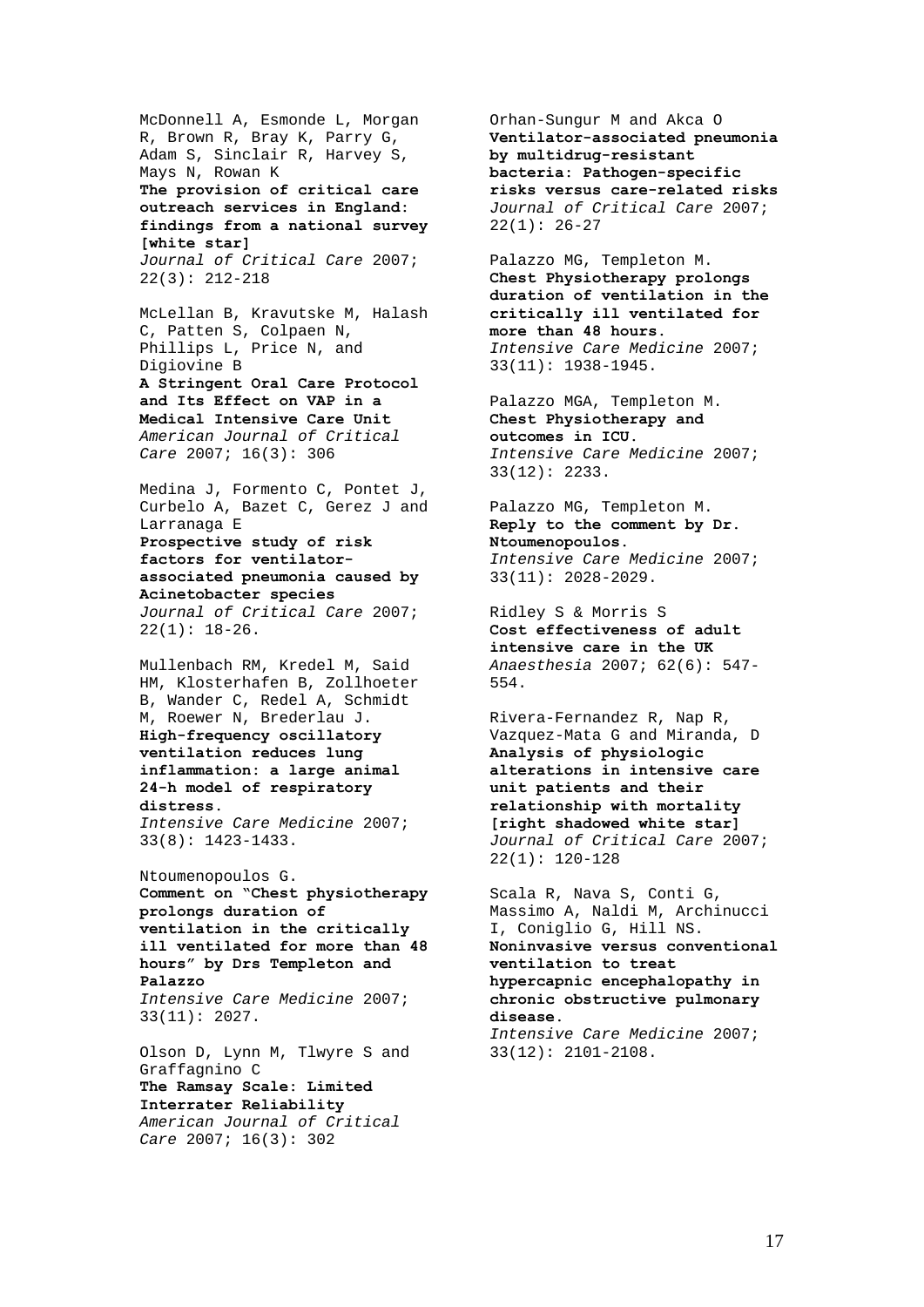McDonnell A, Esmonde L, Morgan R, Brown R, Bray K, Parry G, Adam S, Sinclair R, Harvey S, Mays N, Rowan K
**The provision of critical care outreach services in England: findings from a national survey [white star]**
*Journal of Critical Care* 2007; 22(3): 212-218

McLellan B, Kravutske M, Halash C, Patten S, Colpaen N, Phillips L, Price N, and Digiovine B
**A Stringent Oral Care Protocol and Its Effect on VAP in a Medical Intensive Care Unit**
*American Journal of Critical Care* 2007; 16(3): 306

Medina J, Formento C, Pontet J, Curbelo A, Bazet C, Gerez J and Larranaga E
**Prospective study of risk factors for ventilator-associated pneumonia caused by Acinetobacter species**
*Journal of Critical Care* 2007; 22(1): 18-26.

Mullenbach RM, Kredel M, Said HM, Klosterhafen B, Zollhoeter B, Wander C, Redel A, Schmidt M, Roewer N, Brederlau J.
**High-frequency oscillatory ventilation reduces lung inflammation: a large animal 24-h model of respiratory distress.**
*Intensive Care Medicine* 2007; 33(8): 1423-1433.

Ntoumenopoulos G.
**Comment on "Chest physiotherapy prolongs duration of ventilation in the critically ill ventilated for more than 48 hours" by Drs Templeton and Palazzo**
*Intensive Care Medicine* 2007; 33(11): 2027.

Olson D, Lynn M, Tlwyre S and Graffagnino C
**The Ramsay Scale: Limited Interrater Reliability**
*American Journal of Critical Care* 2007; 16(3): 302

Orhan-Sungur M and Akca O
**Ventilator-associated pneumonia by multidrug-resistant bacteria: Pathogen-specific risks versus care-related risks**
*Journal of Critical Care* 2007; 22(1): 26-27

Palazzo MG, Templeton M.
**Chest Physiotherapy prolongs duration of ventilation in the critically ill ventilated for more than 48 hours.**
*Intensive Care Medicine* 2007; 33(11): 1938-1945.

Palazzo MGA, Templeton M.
**Chest Physiotherapy and outcomes in ICU.**
*Intensive Care Medicine* 2007; 33(12): 2233.

Palazzo MG, Templeton M.
**Reply to the comment by Dr. Ntoumenopoulos.**
*Intensive Care Medicine* 2007; 33(11): 2028-2029.

Ridley S & Morris S
**Cost effectiveness of adult intensive care in the UK**
*Anaesthesia* 2007; 62(6): 547-554.

Rivera-Fernandez R, Nap R, Vazquez-Mata G and Miranda, D
**Analysis of physiologic alterations in intensive care unit patients and their relationship with mortality [right shadowed white star]**
*Journal of Critical Care* 2007; 22(1): 120-128

Scala R, Nava S, Conti G, Massimo A, Naldi M, Archinucci I, Coniglio G, Hill NS.
**Noninvasive versus conventional ventilation to treat hypercapnic encephalopathy in chronic obstructive pulmonary disease.**
*Intensive Care Medicine* 2007; 33(12): 2101-2108.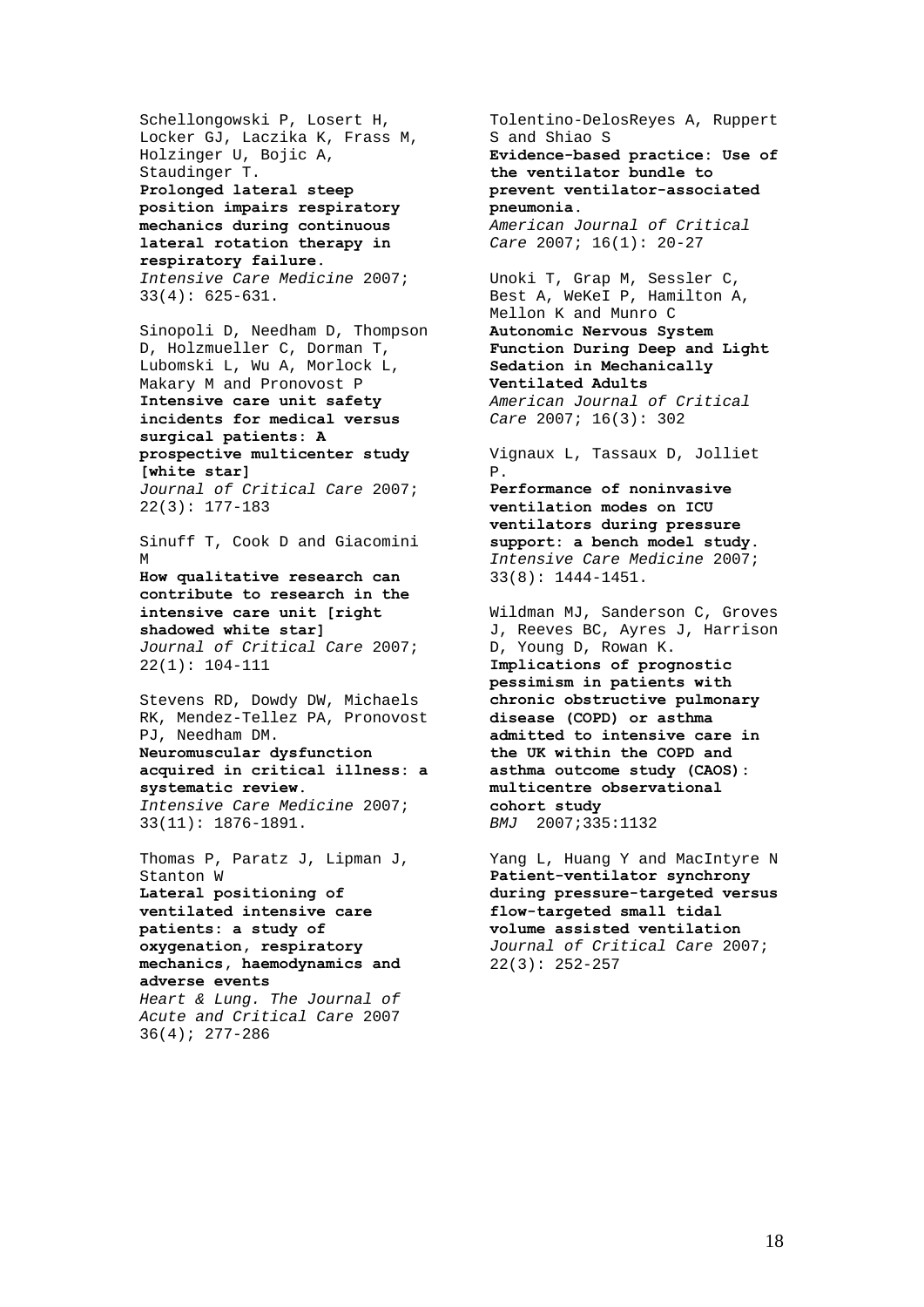Schellongowski P, Losert H, Locker GJ, Laczika K, Frass M, Holzinger U, Bojic A, Staudinger T.
**Prolonged lateral steep position impairs respiratory mechanics during continuous lateral rotation therapy in respiratory failure.**
*Intensive Care Medicine* 2007; 33(4): 625-631.

Sinopoli D, Needham D, Thompson D, Holzmueller C, Dorman T, Lubomski L, Wu A, Morlock L, Makary M and Pronovost P
**Intensive care unit safety incidents for medical versus surgical patients: A prospective multicenter study [white star]**
*Journal of Critical Care* 2007; 22(3): 177-183

Sinuff T, Cook D and Giacomini M
**How qualitative research can contribute to research in the intensive care unit [right shadowed white star]**
*Journal of Critical Care* 2007; 22(1): 104-111

Stevens RD, Dowdy DW, Michaels RK, Mendez-Tellez PA, Pronovost PJ, Needham DM.
**Neuromuscular dysfunction acquired in critical illness: a systematic review.**
*Intensive Care Medicine* 2007; 33(11): 1876-1891.

Thomas P, Paratz J, Lipman J, Stanton W
**Lateral positioning of ventilated intensive care patients: a study of oxygenation, respiratory mechanics, haemodynamics and adverse events**
*Heart & Lung. The Journal of Acute and Critical Care* 2007 36(4); 277-286

Tolentino-DelosReyes A, Ruppert S and Shiao S
**Evidence-based practice: Use of the ventilator bundle to prevent ventilator-associated pneumonia.**
*American Journal of Critical Care* 2007; 16(1): 20-27

Unoki T, Grap M, Sessler C, Best A, WeKeI P, Hamilton A, Mellon K and Munro C
**Autonomic Nervous System Function During Deep and Light Sedation in Mechanically Ventilated Adults**
*American Journal of Critical Care* 2007; 16(3): 302

Vignaux L, Tassaux D, Jolliet P.
**Performance of noninvasive ventilation modes on ICU ventilators during pressure support: a bench model study.**
*Intensive Care Medicine* 2007; 33(8): 1444-1451.

Wildman MJ, Sanderson C, Groves J, Reeves BC, Ayres J, Harrison D, Young D, Rowan K.
**Implications of prognostic pessimism in patients with chronic obstructive pulmonary disease (COPD) or asthma admitted to intensive care in the UK within the COPD and asthma outcome study (CAOS): multicentre observational cohort study**
*BMJ* 2007;335:1132

Yang L, Huang Y and MacIntyre N
**Patient-ventilator synchrony during pressure-targeted versus flow-targeted small tidal volume assisted ventilation**
*Journal of Critical Care* 2007; 22(3): 252-257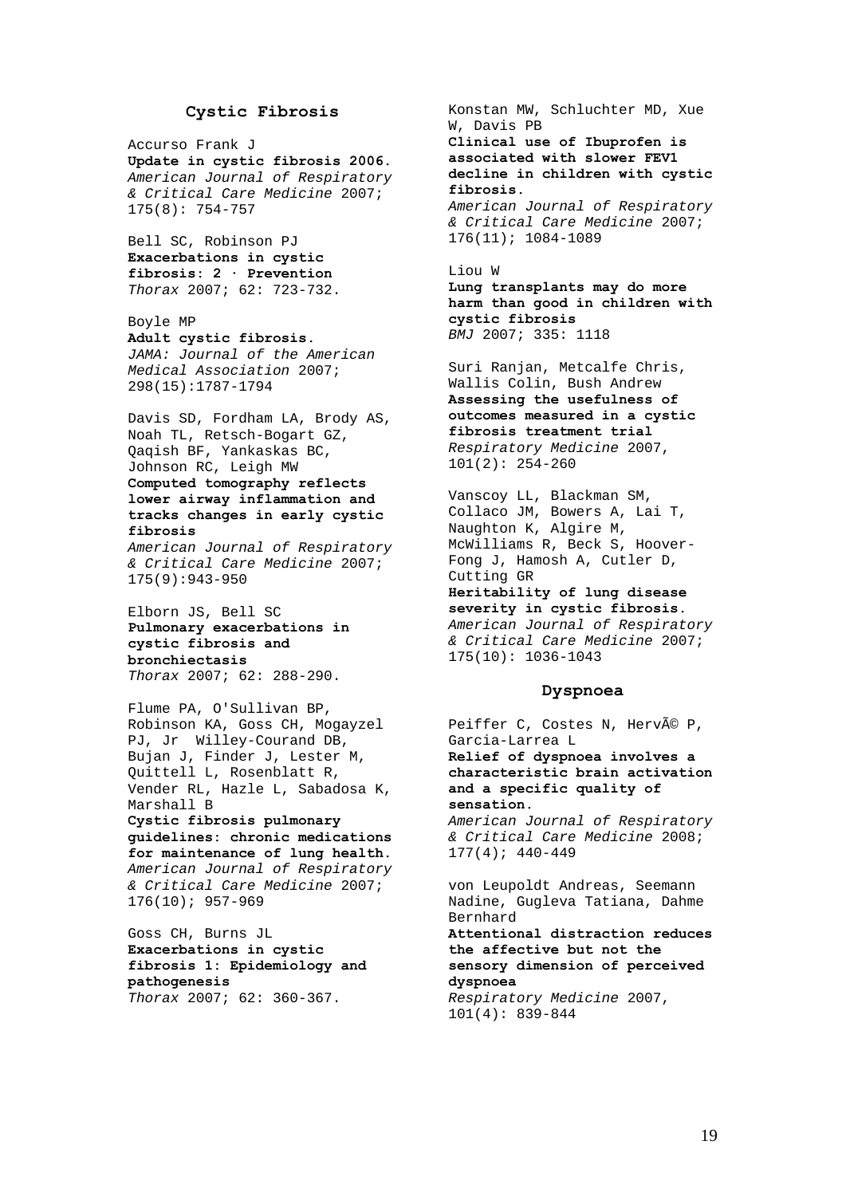## Cystic Fibrosis

Accurso Frank J
**Update in cystic fibrosis 2006.**
*American Journal of Respiratory & Critical Care Medicine* 2007; 175(8): 754-757

Bell SC, Robinson PJ
**Exacerbations in cystic fibrosis: 2 · Prevention**
*Thorax* 2007; 62: 723-732.

Boyle MP
**Adult cystic fibrosis.**
*JAMA: Journal of the American Medical Association* 2007; 298(15):1787-1794

Davis SD, Fordham LA, Brody AS, Noah TL, Retsch-Bogart GZ, Qaqish BF, Yankaskas BC, Johnson RC, Leigh MW
**Computed tomography reflects lower airway inflammation and tracks changes in early cystic fibrosis**
*American Journal of Respiratory & Critical Care Medicine* 2007; 175(9):943-950

Elborn JS, Bell SC
**Pulmonary exacerbations in cystic fibrosis and bronchiectasis**
*Thorax* 2007; 62: 288-290.

Flume PA, O'Sullivan BP, Robinson KA, Goss CH, Mogayzel PJ, Jr Willey-Courand DB, Bujan J, Finder J, Lester M, Quittell L, Rosenblatt R, Vender RL, Hazle L, Sabadosa K, Marshall B
**Cystic fibrosis pulmonary guidelines: chronic medications for maintenance of lung health.**
*American Journal of Respiratory & Critical Care Medicine* 2007; 176(10); 957-969

Goss CH, Burns JL
**Exacerbations in cystic fibrosis 1: Epidemiology and pathogenesis**
*Thorax* 2007; 62: 360-367.

Konstan MW, Schluchter MD, Xue W, Davis PB
**Clinical use of Ibuprofen is associated with slower FEV1 decline in children with cystic fibrosis.**
*American Journal of Respiratory & Critical Care Medicine* 2007; 176(11); 1084-1089

Liou W
**Lung transplants may do more harm than good in children with cystic fibrosis**
*BMJ* 2007; 335: 1118

Suri Ranjan, Metcalfe Chris, Wallis Colin, Bush Andrew
**Assessing the usefulness of outcomes measured in a cystic fibrosis treatment trial**
*Respiratory Medicine* 2007, 101(2): 254-260

Vanscoy LL, Blackman SM, Collaco JM, Bowers A, Lai T, Naughton K, Algire M, McWilliams R, Beck S, Hoover-Fong J, Hamosh A, Cutler D, Cutting GR
**Heritability of lung disease severity in cystic fibrosis.**
*American Journal of Respiratory & Critical Care Medicine* 2007; 175(10): 1036-1043

## Dyspnoea

Peiffer C, Costes N, HervÃ© P, Garcia-Larrea L
**Relief of dyspnoea involves a characteristic brain activation and a specific quality of sensation.**
*American Journal of Respiratory & Critical Care Medicine* 2008; 177(4); 440-449

von Leupoldt Andreas, Seemann Nadine, Gugleva Tatiana, Dahme Bernhard
**Attentional distraction reduces the affective but not the sensory dimension of perceived dyspnoea**
*Respiratory Medicine* 2007, 101(4): 839-844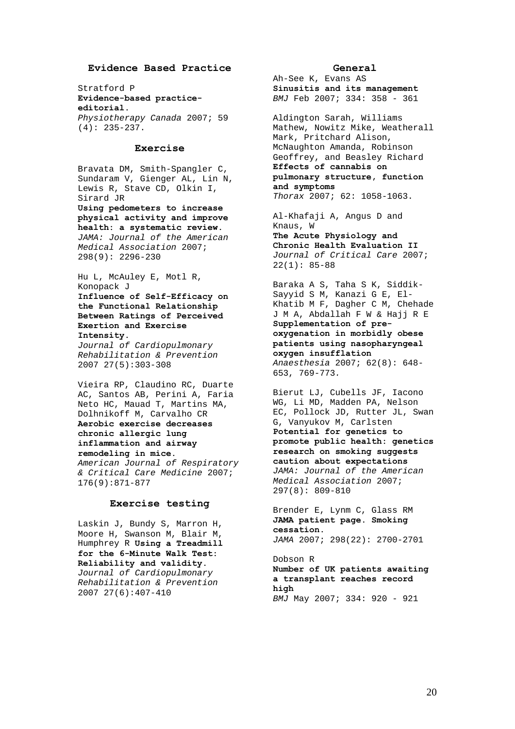## Evidence Based Practice

Stratford P
**Evidence-based practice-editorial.**
*Physiotherapy Canada* 2007; 59 (4): 235-237.

## Exercise

Bravata DM, Smith-Spangler C, Sundaram V, Gienger AL, Lin N, Lewis R, Stave CD, Olkin I, Sirard JR
**Using pedometers to increase physical activity and improve health: a systematic review.**
*JAMA: Journal of the American Medical Association* 2007; 298(9): 2296-230

Hu L, McAuley E, Motl R, Konopack J
**Influence of Self-Efficacy on the Functional Relationship Between Ratings of Perceived Exertion and Exercise Intensity.**
*Journal of Cardiopulmonary Rehabilitation & Prevention* 2007 27(5):303-308

Vieira RP, Claudino RC, Duarte AC, Santos AB, Perini A, Faria Neto HC, Mauad T, Martins MA, Dolhnikoff M, Carvalho CR
**Aerobic exercise decreases chronic allergic lung inflammation and airway remodeling in mice.**
*American Journal of Respiratory & Critical Care Medicine* 2007; 176(9):871-877

## Exercise testing

Laskin J, Bundy S, Marron H, Moore H, Swanson M, Blair M, Humphrey R **Using a Treadmill for the 6-Minute Walk Test: Reliability and validity.**
*Journal of Cardiopulmonary Rehabilitation & Prevention* 2007 27(6):407-410

## General

Ah-See K, Evans AS
**Sinusitis and its management**
*BMJ* Feb 2007; 334: 358 - 361

Aldington Sarah, Williams Mathew, Nowitz Mike, Weatherall Mark, Pritchard Alison, McNaughton Amanda, Robinson Geoffrey, and Beasley Richard
**Effects of cannabis on pulmonary structure, function and symptoms**
*Thorax* 2007; 62: 1058-1063.

Al-Khafaji A, Angus D and Knaus, W
**The Acute Physiology and Chronic Health Evaluation II**
*Journal of Critical Care* 2007; 22(1): 85-88

Baraka A S, Taha S K, Siddik-Sayyid S M, Kanazi G E, El-Khatib M F, Dagher C M, Chehade J M A, Abdallah F W & Hajj R E
**Supplementation of pre-oxygenation in morbidly obese patients using nasopharyngeal oxygen insufflation**
*Anaesthesia* 2007; 62(8): 648-653, 769-773.

Bierut LJ, Cubells JF, Iacono WG, Li MD, Madden PA, Nelson EC, Pollock JD, Rutter JL, Swan G, Vanyukov M, Carlsten
**Potential for genetics to promote public health: genetics research on smoking suggests caution about expectations**
*JAMA: Journal of the American Medical Association* 2007; 297(8): 809-810

Brender E, Lynm C, Glass RM
**JAMA patient page. Smoking cessation.**
*JAMA* 2007; 298(22): 2700-2701

Dobson R
**Number of UK patients awaiting a transplant reaches record high**
*BMJ* May 2007; 334: 920 - 921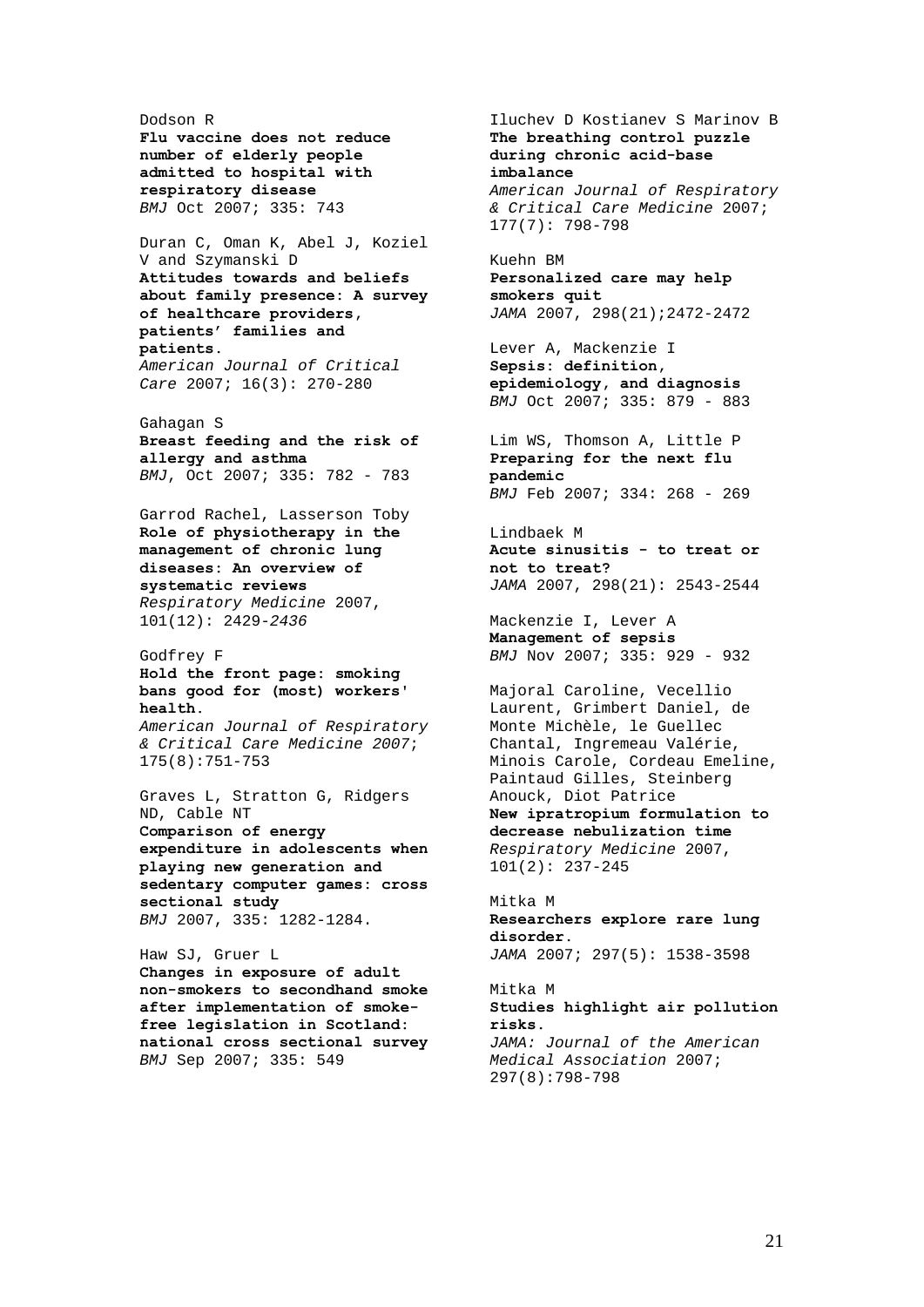Dodson R
**Flu vaccine does not reduce number of elderly people admitted to hospital with respiratory disease**
*BMJ* Oct 2007; 335: 743

Duran C, Oman K, Abel J, Koziel V and Szymanski D
**Attitudes towards and beliefs about family presence: A survey of healthcare providers, patients' families and patients.**
*American Journal of Critical Care* 2007; 16(3): 270-280

Gahagan S
**Breast feeding and the risk of allergy and asthma**
*BMJ*, Oct 2007; 335: 782 - 783

Garrod Rachel, Lasserson Toby
**Role of physiotherapy in the management of chronic lung diseases: An overview of systematic reviews**
*Respiratory Medicine* 2007, 101(12): 2429-*2436*

Godfrey F
**Hold the front page: smoking bans good for (most) workers' health.**
*American Journal of Respiratory & Critical Care Medicine 2007*; 175(8):751-753

Graves L, Stratton G, Ridgers ND, Cable NT
**Comparison of energy expenditure in adolescents when playing new generation and sedentary computer games: cross sectional study**
*BMJ* 2007, 335: 1282-1284.

Haw SJ, Gruer L
**Changes in exposure of adult non-smokers to secondhand smoke after implementation of smoke-free legislation in Scotland: national cross sectional survey**
*BMJ* Sep 2007; 335: 549

Iluchev D Kostianev S Marinov B
**The breathing control puzzle during chronic acid-base imbalance**
*American Journal of Respiratory & Critical Care Medicine* 2007; 177(7): 798-798

Kuehn BM
**Personalized care may help smokers quit**
*JAMA* 2007, 298(21);2472-2472

Lever A, Mackenzie I
**Sepsis: definition, epidemiology, and diagnosis**
*BMJ* Oct 2007; 335: 879 - 883

Lim WS, Thomson A, Little P
**Preparing for the next flu pandemic**
*BMJ* Feb 2007; 334: 268 - 269

Lindbaek M
**Acute sinusitis - to treat or not to treat?**
*JAMA* 2007, 298(21): 2543-2544

Mackenzie I, Lever A
**Management of sepsis**
*BMJ* Nov 2007; 335: 929 - 932

Majoral Caroline, Vecellio Laurent, Grimbert Daniel, de Monte Michèle, le Guellec Chantal, Ingremeau Valérie, Minois Carole, Cordeau Emeline, Paintaud Gilles, Steinberg Anouck, Diot Patrice
**New ipratropium formulation to decrease nebulization time**
*Respiratory Medicine* 2007, 101(2): 237-245

Mitka M
**Researchers explore rare lung disorder.**
*JAMA* 2007; 297(5): 1538-3598

Mitka M
**Studies highlight air pollution risks.**
*JAMA: Journal of the American Medical Association* 2007; 297(8):798-798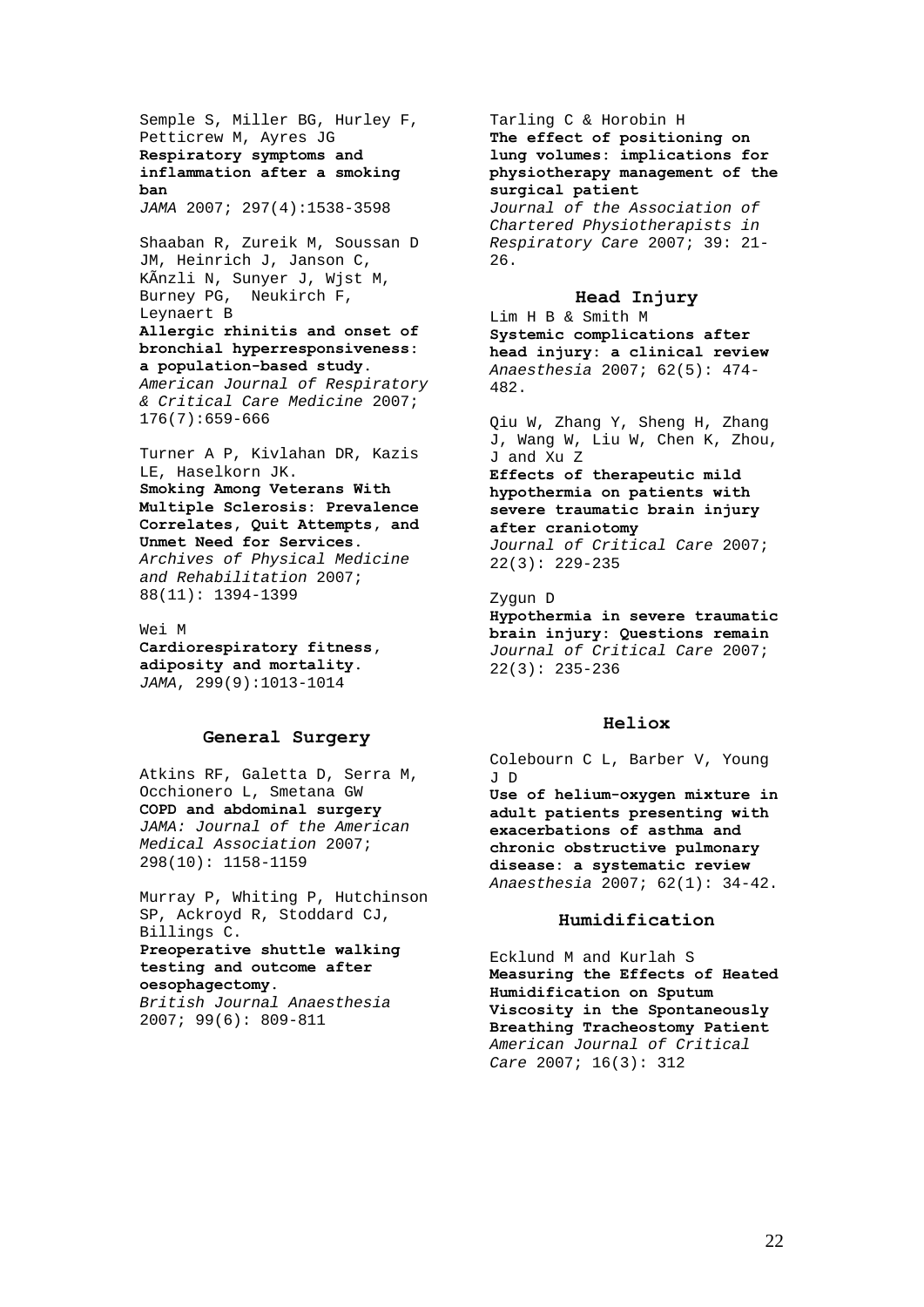Semple S, Miller BG, Hurley F, Petticrew M, Ayres JG
**Respiratory symptoms and inflammation after a smoking ban**
*JAMA* 2007; 297(4):1538-3598

Shaaban R, Zureik M, Soussan D JM, Heinrich J, Janson C, KÃnzli N, Sunyer J, Wjst M, Burney PG, Neukirch F, Leynaert B
**Allergic rhinitis and onset of bronchial hyperresponsiveness: a population-based study.**
*American Journal of Respiratory & Critical Care Medicine* 2007; 176(7):659-666

Turner A P, Kivlahan DR, Kazis LE, Haselkorn JK.
**Smoking Among Veterans With Multiple Sclerosis: Prevalence Correlates, Quit Attempts, and Unmet Need for Services.**
*Archives of Physical Medicine and Rehabilitation* 2007; 88(11): 1394-1399

Wei M
**Cardiorespiratory fitness, adiposity and mortality.**
*JAMA*, 299(9):1013-1014

## General Surgery

Atkins RF, Galetta D, Serra M, Occhionero L, Smetana GW
**COPD and abdominal surgery**
*JAMA: Journal of the American Medical Association* 2007; 298(10): 1158-1159

Murray P, Whiting P, Hutchinson SP, Ackroyd R, Stoddard CJ, Billings C.
**Preoperative shuttle walking testing and outcome after oesophagectomy.**
*British Journal Anaesthesia* 2007; 99(6): 809-811

Tarling C & Horobin H
**The effect of positioning on lung volumes: implications for physiotherapy management of the surgical patient**
*Journal of the Association of Chartered Physiotherapists in Respiratory Care* 2007; 39: 21-26.

## Head Injury

Lim H B & Smith M
**Systemic complications after head injury: a clinical review**
*Anaesthesia* 2007; 62(5): 474-482.

Qiu W, Zhang Y, Sheng H, Zhang J, Wang W, Liu W, Chen K, Zhou, J and Xu Z
**Effects of therapeutic mild hypothermia on patients with severe traumatic brain injury after craniotomy**
*Journal of Critical Care* 2007; 22(3): 229-235

Zygun D
**Hypothermia in severe traumatic brain injury: Questions remain**
*Journal of Critical Care* 2007; 22(3): 235-236

## Heliox

Colebourn C L, Barber V, Young J D
**Use of helium-oxygen mixture in adult patients presenting with exacerbations of asthma and chronic obstructive pulmonary disease: a systematic review**
*Anaesthesia* 2007; 62(1): 34-42.

## Humidification

Ecklund M and Kurlah S
**Measuring the Effects of Heated Humidification on Sputum Viscosity in the Spontaneously Breathing Tracheostomy Patient**
*American Journal of Critical Care* 2007; 16(3): 312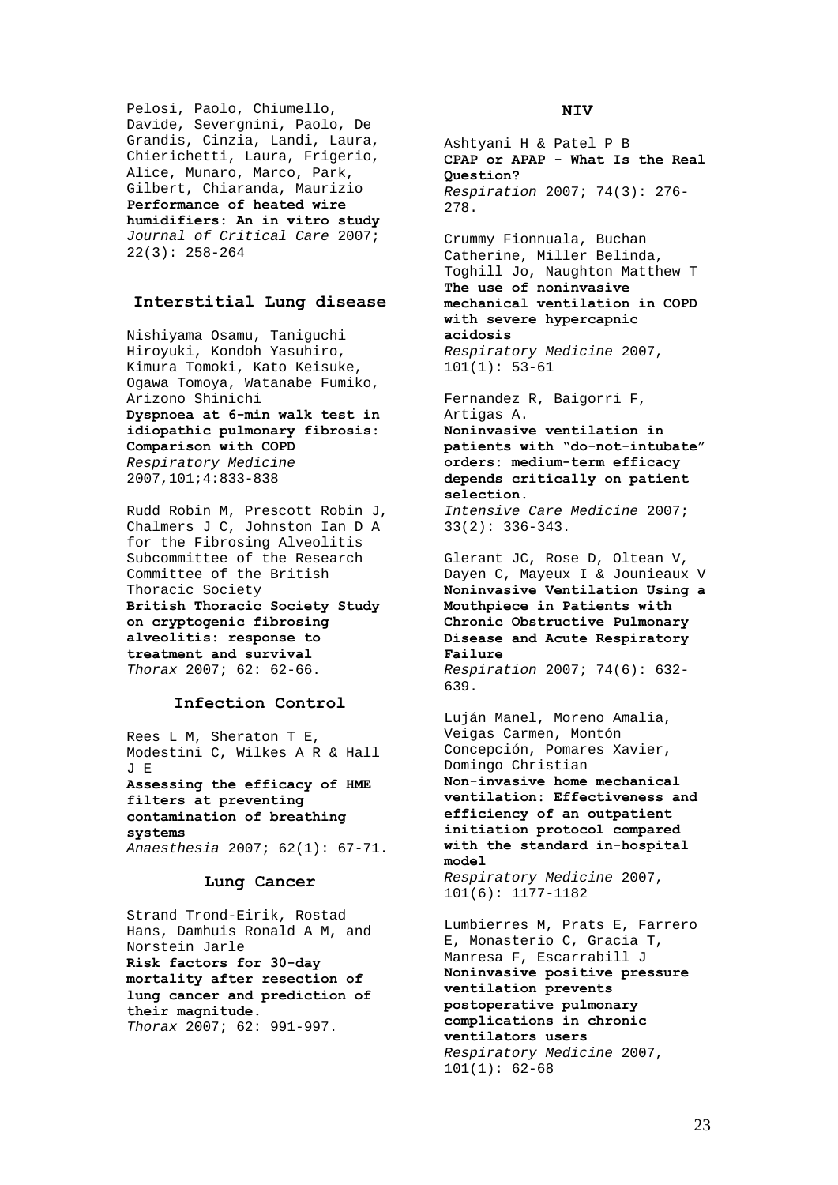Pelosi, Paolo, Chiumello, Davide, Severgnini, Paolo, De Grandis, Cinzia, Landi, Laura, Chierichetti, Laura, Frigerio, Alice, Munaro, Marco, Park, Gilbert, Chiaranda, Maurizio
**Performance of heated wire humidifiers: An in vitro study**
*Journal of Critical Care* 2007; 22(3): 258-264

## Interstitial Lung disease

Nishiyama Osamu, Taniguchi Hiroyuki, Kondoh Yasuhiro, Kimura Tomoki, Kato Keisuke, Ogawa Tomoya, Watanabe Fumiko, Arizono Shinichi
**Dyspnoea at 6-min walk test in idiopathic pulmonary fibrosis: Comparison with COPD**
*Respiratory Medicine* 2007,101;4:833-838

Rudd Robin M, Prescott Robin J, Chalmers J C, Johnston Ian D A for the Fibrosing Alveolitis Subcommittee of the Research Committee of the British Thoracic Society
**British Thoracic Society Study on cryptogenic fibrosing alveolitis: response to treatment and survival**
*Thorax* 2007; 62: 62-66.

## Infection Control

Rees L M, Sheraton T E, Modestini C, Wilkes A R & Hall J E
**Assessing the efficacy of HME filters at preventing contamination of breathing systems**
*Anaesthesia* 2007; 62(1): 67-71.

## Lung Cancer

Strand Trond-Eirik, Rostad Hans, Damhuis Ronald A M, and Norstein Jarle
**Risk factors for 30-day mortality after resection of lung cancer and prediction of their magnitude.**
*Thorax* 2007; 62: 991-997.

## NIV

Ashtyani H & Patel P B
**CPAP or APAP - What Is the Real Question?**
*Respiration* 2007; 74(3): 276-278.

Crummy Fionnuala, Buchan Catherine, Miller Belinda, Toghill Jo, Naughton Matthew T
**The use of noninvasive mechanical ventilation in COPD with severe hypercapnic acidosis**
*Respiratory Medicine* 2007, 101(1): 53-61

Fernandez R, Baigorri F, Artigas A.
**Noninvasive ventilation in patients with "do-not-intubate" orders: medium-term efficacy depends critically on patient selection.**
*Intensive Care Medicine* 2007; 33(2): 336-343.

Glerant JC, Rose D, Oltean V, Dayen C, Mayeux I & Jounieaux V
**Noninvasive Ventilation Using a Mouthpiece in Patients with Chronic Obstructive Pulmonary Disease and Acute Respiratory Failure**
*Respiration* 2007; 74(6): 632-639.

Luján Manel, Moreno Amalia, Veigas Carmen, Montón Concepción, Pomares Xavier, Domingo Christian
**Non-invasive home mechanical ventilation: Effectiveness and efficiency of an outpatient initiation protocol compared with the standard in-hospital model**
*Respiratory Medicine* 2007, 101(6): 1177-1182

Lumbierres M, Prats E, Farrero E, Monasterio C, Gracia T, Manresa F, Escarrabill J
**Noninvasive positive pressure ventilation prevents postoperative pulmonary complications in chronic ventilators users**
*Respiratory Medicine* 2007, 101(1): 62-68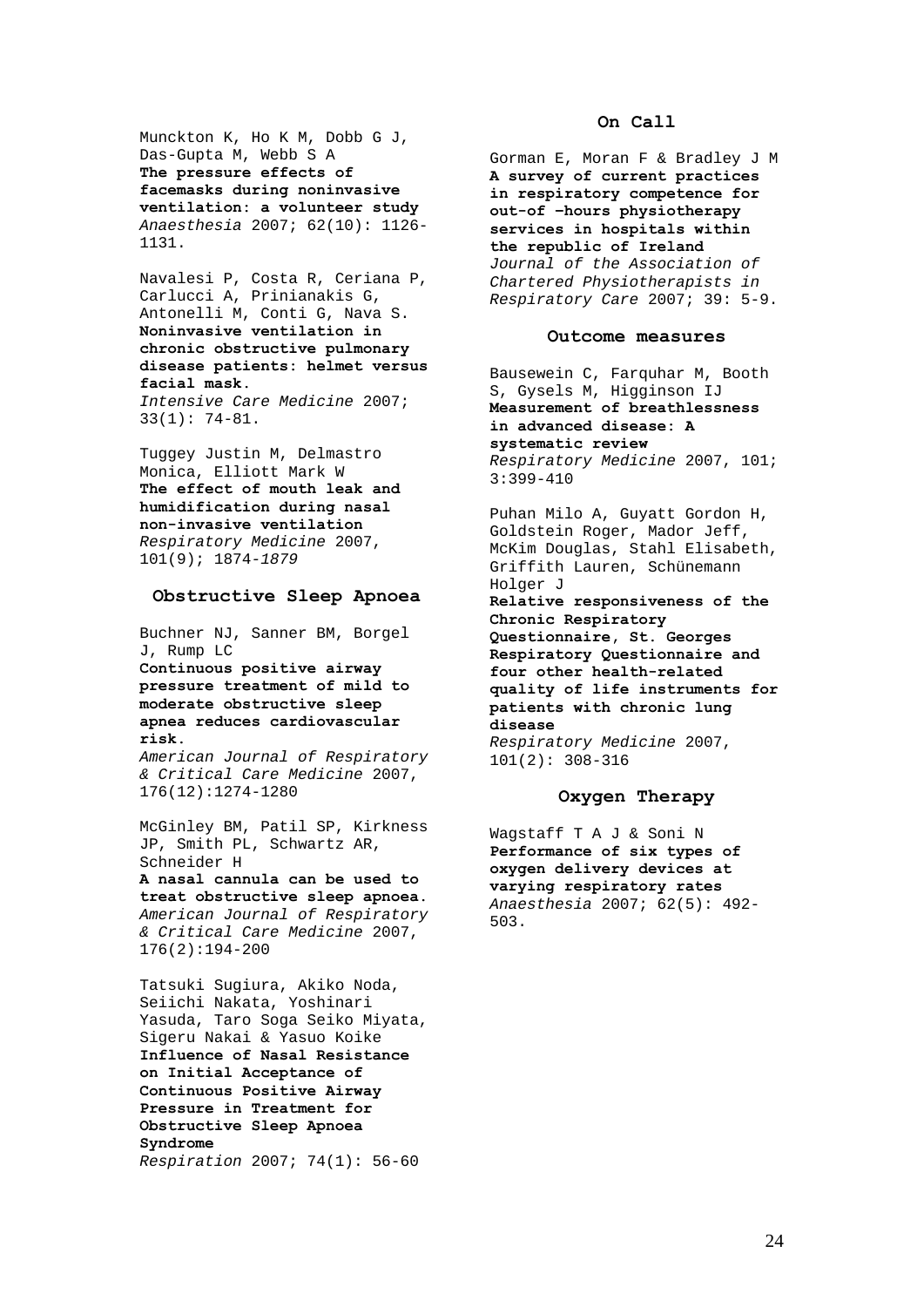Munckton K, Ho K M, Dobb G J, Das-Gupta M, Webb S A
**The pressure effects of facemasks during noninvasive ventilation: a volunteer study**
*Anaesthesia* 2007; 62(10): 1126-1131.

Navalesi P, Costa R, Ceriana P, Carlucci A, Prinianakis G, Antonelli M, Conti G, Nava S.
**Noninvasive ventilation in chronic obstructive pulmonary disease patients: helmet versus facial mask.**
*Intensive Care Medicine* 2007; 33(1): 74-81.

Tuggey Justin M, Delmastro Monica, Elliott Mark W
**The effect of mouth leak and humidification during nasal non-invasive ventilation**
*Respiratory Medicine* 2007, 101(9); 1874-*1879*

## Obstructive Sleep Apnoea

Buchner NJ, Sanner BM, Borgel J, Rump LC
**Continuous positive airway pressure treatment of mild to moderate obstructive sleep apnea reduces cardiovascular risk.**
*American Journal of Respiratory & Critical Care Medicine* 2007, 176(12):1274-1280

McGinley BM, Patil SP, Kirkness JP, Smith PL, Schwartz AR, Schneider H
**A nasal cannula can be used to treat obstructive sleep apnoea.**
*American Journal of Respiratory & Critical Care Medicine* 2007, 176(2):194-200

Tatsuki Sugiura, Akiko Noda, Seiichi Nakata, Yoshinari Yasuda, Taro Soga Seiko Miyata, Sigeru Nakai & Yasuo Koike
**Influence of Nasal Resistance on Initial Acceptance of Continuous Positive Airway Pressure in Treatment for Obstructive Sleep Apnoea Syndrome**
*Respiration* 2007; 74(1): 56-60

## On Call

Gorman E, Moran F & Bradley J M
**A survey of current practices in respiratory competence for out-of –hours physiotherapy services in hospitals within the republic of Ireland**
*Journal of the Association of Chartered Physiotherapists in Respiratory Care* 2007; 39: 5-9.

## Outcome measures

Bausewein C, Farquhar M, Booth S, Gysels M, Higginson IJ
**Measurement of breathlessness in advanced disease: A systematic review**
*Respiratory Medicine* 2007, 101; 3:399-410

Puhan Milo A, Guyatt Gordon H, Goldstein Roger, Mador Jeff, McKim Douglas, Stahl Elisabeth, Griffith Lauren, Schünemann Holger J
**Relative responsiveness of the Chronic Respiratory Questionnaire, St. Georges Respiratory Questionnaire and four other health-related quality of life instruments for patients with chronic lung disease**
*Respiratory Medicine* 2007, 101(2): 308-316

## Oxygen Therapy

Wagstaff T A J & Soni N
**Performance of six types of oxygen delivery devices at varying respiratory rates**
*Anaesthesia* 2007; 62(5): 492-503.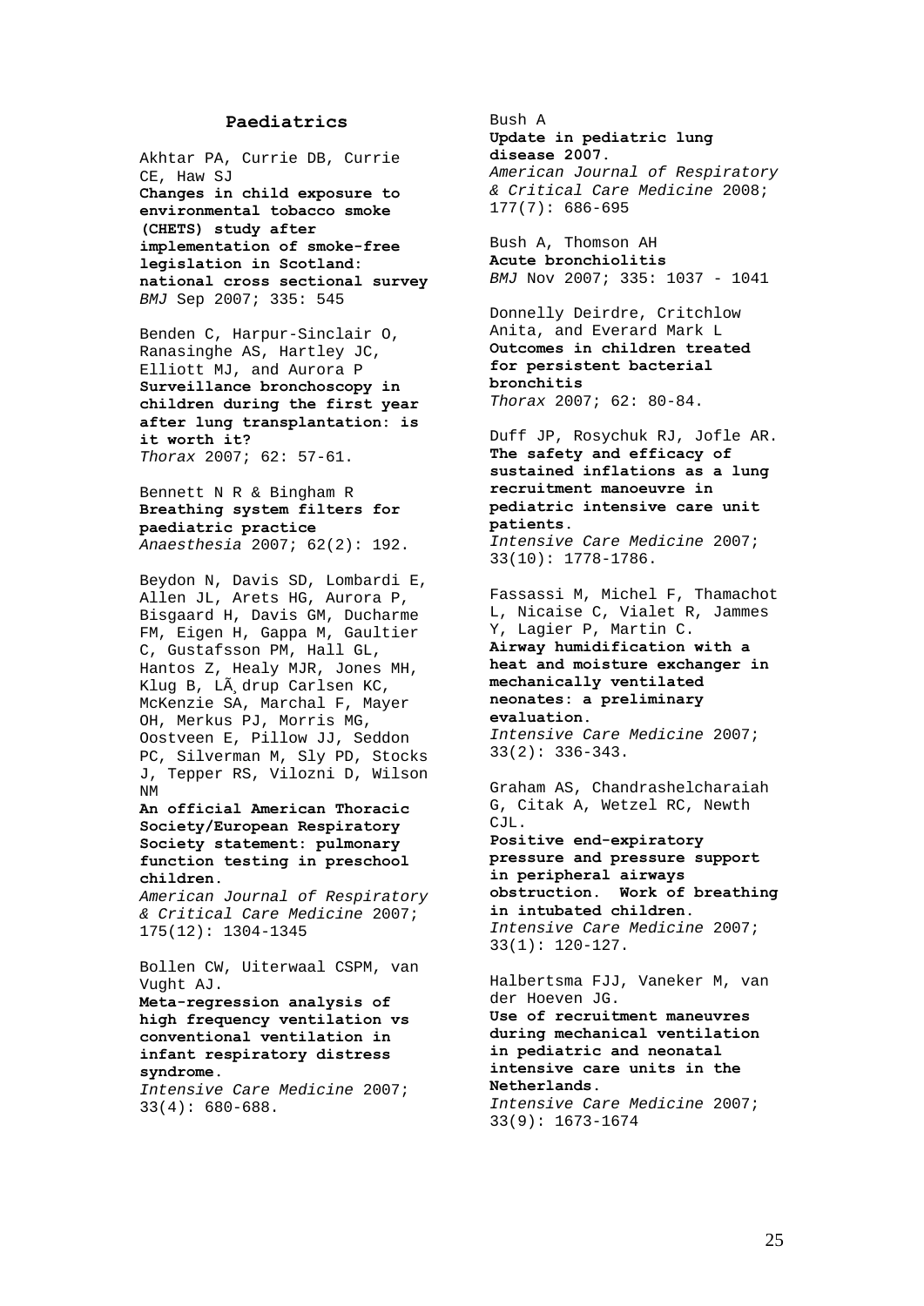## Paediatrics

Akhtar PA, Currie DB, Currie CE, Haw SJ
**Changes in child exposure to environmental tobacco smoke (CHETS) study after implementation of smoke-free legislation in Scotland: national cross sectional survey**
*BMJ* Sep 2007; 335: 545

Benden C, Harpur-Sinclair O, Ranasinghe AS, Hartley JC, Elliott MJ, and Aurora P
**Surveillance bronchoscopy in children during the first year after lung transplantation: is it worth it?**
*Thorax* 2007; 62: 57-61.

Bennett N R & Bingham R
**Breathing system filters for paediatric practice**
*Anaesthesia* 2007; 62(2): 192.

Beydon N, Davis SD, Lombardi E, Allen JL, Arets HG, Aurora P, Bisgaard H, Davis GM, Ducharme FM, Eigen H, Gappa M, Gaultier C, Gustafsson PM, Hall GL, Hantos Z, Healy MJR, Jones MH, Klug B, LÃ¸drup Carlsen KC, McKenzie SA, Marchal F, Mayer OH, Merkus PJ, Morris MG, Oostveen E, Pillow JJ, Seddon PC, Silverman M, Sly PD, Stocks J, Tepper RS, Vilozni D, Wilson NM
**An official American Thoracic Society/European Respiratory Society statement: pulmonary function testing in preschool children.**
*American Journal of Respiratory & Critical Care Medicine* 2007; 175(12): 1304-1345

Bollen CW, Uiterwaal CSPM, van Vught AJ.
**Meta-regression analysis of high frequency ventilation vs conventional ventilation in infant respiratory distress syndrome.**
*Intensive Care Medicine* 2007; 33(4): 680-688.

Bush A
**Update in pediatric lung disease 2007.**
*American Journal of Respiratory & Critical Care Medicine* 2008; 177(7): 686-695

Bush A, Thomson AH
**Acute bronchiolitis**
*BMJ* Nov 2007; 335: 1037 - 1041

Donnelly Deirdre, Critchlow Anita, and Everard Mark L
**Outcomes in children treated for persistent bacterial bronchitis**
*Thorax* 2007; 62: 80-84.

Duff JP, Rosychuk RJ, Jofle AR.
**The safety and efficacy of sustained inflations as a lung recruitment manoeuvre in pediatric intensive care unit patients.**
*Intensive Care Medicine* 2007; 33(10): 1778-1786.

Fassassi M, Michel F, Thamachot L, Nicaise C, Vialet R, Jammes Y, Lagier P, Martin C.
**Airway humidification with a heat and moisture exchanger in mechanically ventilated neonates: a preliminary evaluation.**
*Intensive Care Medicine* 2007; 33(2): 336-343.

Graham AS, Chandrashelcharaiah G, Citak A, Wetzel RC, Newth CJL.
**Positive end-expiratory pressure and pressure support in peripheral airways obstruction. Work of breathing in intubated children.**
*Intensive Care Medicine* 2007; 33(1): 120-127.

Halbertsma FJJ, Vaneker M, van der Hoeven JG.
**Use of recruitment maneuvres during mechanical ventilation in pediatric and neonatal intensive care units in the Netherlands.**
*Intensive Care Medicine* 2007; 33(9): 1673-1674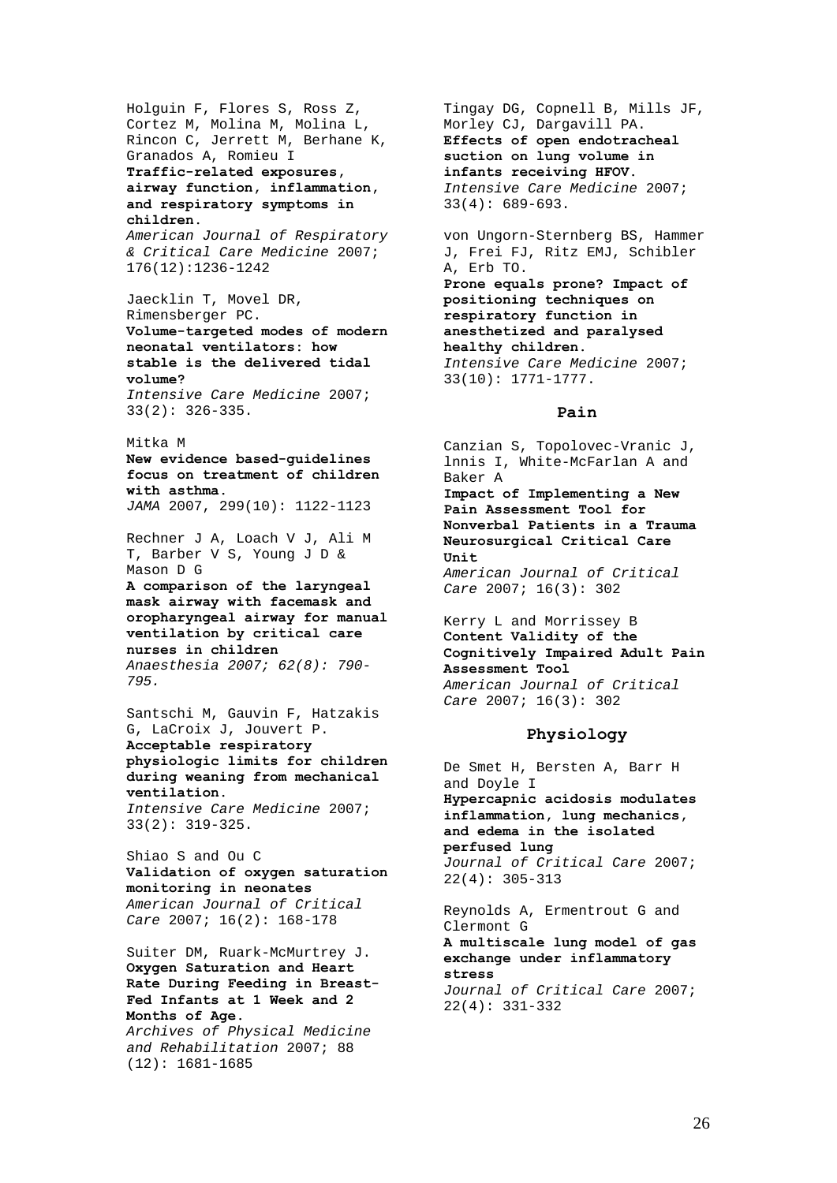Holguin F, Flores S, Ross Z, Cortez M, Molina M, Molina L, Rincon C, Jerrett M, Berhane K, Granados A, Romieu I
**Traffic-related exposures, airway function, inflammation, and respiratory symptoms in children.**
*American Journal of Respiratory & Critical Care Medicine* 2007; 176(12):1236-1242

Jaecklin T, Movel DR, Rimensberger PC.
**Volume-targeted modes of modern neonatal ventilators: how stable is the delivered tidal volume?**
*Intensive Care Medicine* 2007; 33(2): 326-335.

Mitka M
**New evidence based-guidelines focus on treatment of children with asthma.**
*JAMA* 2007, 299(10): 1122-1123

Rechner J A, Loach V J, Ali M T, Barber V S, Young J D & Mason D G
**A comparison of the laryngeal mask airway with facemask and oropharyngeal airway for manual ventilation by critical care nurses in children**
*Anaesthesia 2007; 62(8): 790-795.*

Santschi M, Gauvin F, Hatzakis G, LaCroix J, Jouvert P.
**Acceptable respiratory physiologic limits for children during weaning from mechanical ventilation.**
*Intensive Care Medicine* 2007; 33(2): 319-325.

Shiao S and Ou C
**Validation of oxygen saturation monitoring in neonates**
*American Journal of Critical Care* 2007; 16(2): 168-178

Suiter DM, Ruark-McMurtrey J.
**Oxygen Saturation and Heart Rate During Feeding in Breast-Fed Infants at 1 Week and 2 Months of Age.**
*Archives of Physical Medicine and Rehabilitation* 2007; 88 (12): 1681-1685

Tingay DG, Copnell B, Mills JF, Morley CJ, Dargavill PA.
**Effects of open endotracheal suction on lung volume in infants receiving HFOV.**
*Intensive Care Medicine* 2007; 33(4): 689-693.

von Ungorn-Sternberg BS, Hammer J, Frei FJ, Ritz EMJ, Schibler A, Erb TO.
**Prone equals prone? Impact of positioning techniques on respiratory function in anesthetized and paralysed healthy children.**
*Intensive Care Medicine* 2007; 33(10): 1771-1777.

## Pain

Canzian S, Topolovec-Vranic J, lnnis I, White-McFarlan A and Baker A
**Impact of Implementing a New Pain Assessment Tool for Nonverbal Patients in a Trauma Neurosurgical Critical Care Unit**
*American Journal of Critical Care* 2007; 16(3): 302

Kerry L and Morrissey B
**Content Validity of the Cognitively Impaired Adult Pain Assessment Tool**
*American Journal of Critical Care* 2007; 16(3): 302

## Physiology

De Smet H, Bersten A, Barr H and Doyle I
**Hypercapnic acidosis modulates inflammation, lung mechanics, and edema in the isolated perfused lung**
*Journal of Critical Care* 2007; 22(4): 305-313

Reynolds A, Ermentrout G and Clermont G
**A multiscale lung model of gas exchange under inflammatory stress**
*Journal of Critical Care* 2007; 22(4): 331-332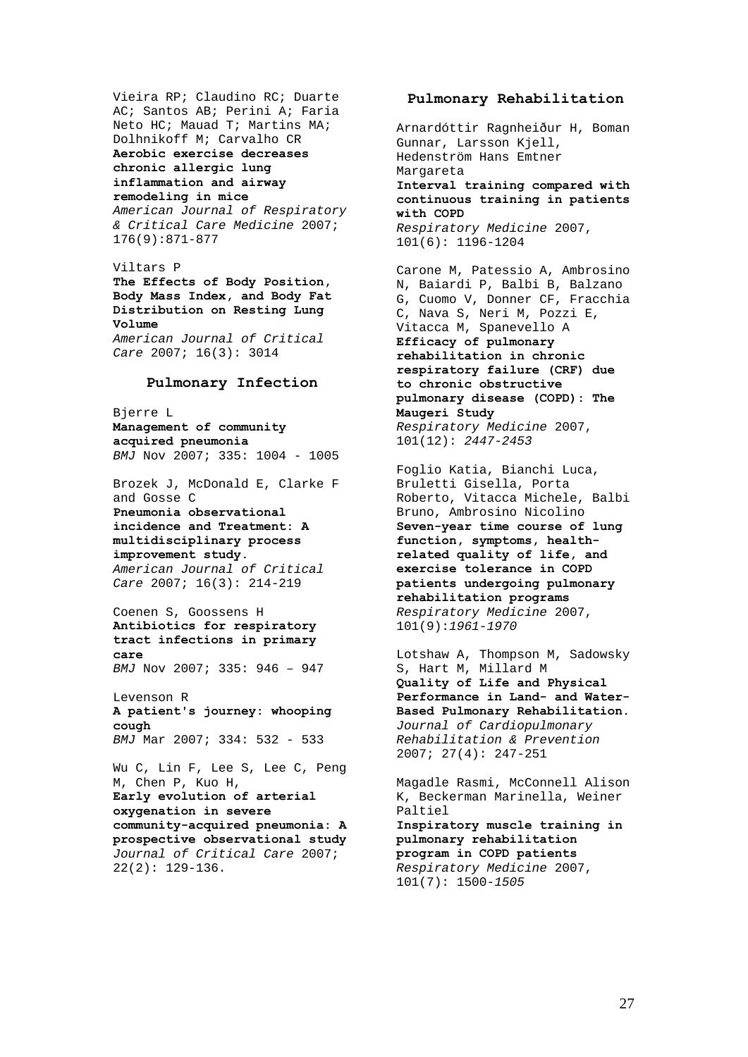Vieira RP; Claudino RC; Duarte AC; Santos AB; Perini A; Faria Neto HC; Mauad T; Martins MA; Dolhnikoff M; Carvalho CR
**Aerobic exercise decreases chronic allergic lung inflammation and airway remodeling in mice**
*American Journal of Respiratory & Critical Care Medicine* 2007; 176(9):871-877

Viltars P
**The Effects of Body Position, Body Mass Index, and Body Fat Distribution on Resting Lung Volume**
*American Journal of Critical Care* 2007; 16(3): 3014

## Pulmonary Infection

Bjerre L
**Management of community acquired pneumonia**
*BMJ* Nov 2007; 335: 1004 - 1005

Brozek J, McDonald E, Clarke F and Gosse C
**Pneumonia observational incidence and Treatment: A multidisciplinary process improvement study.**
*American Journal of Critical Care* 2007; 16(3): 214-219

Coenen S, Goossens H
**Antibiotics for respiratory tract infections in primary care**
*BMJ* Nov 2007; 335: 946 – 947

Levenson R
**A patient's journey: whooping cough**
*BMJ* Mar 2007; 334: 532 - 533

Wu C, Lin F, Lee S, Lee C, Peng M, Chen P, Kuo H,
**Early evolution of arterial oxygenation in severe community-acquired pneumonia: A prospective observational study**
*Journal of Critical Care* 2007; 22(2): 129-136.

## Pulmonary Rehabilitation

Arnardóttir Ragnheiður H, Boman Gunnar, Larsson Kjell, Hedenström Hans Emtner Margareta
**Interval training compared with continuous training in patients with COPD**
*Respiratory Medicine* 2007, 101(6): 1196-1204

Carone M, Patessio A, Ambrosino N, Baiardi P, Balbi B, Balzano G, Cuomo V, Donner CF, Fracchia C, Nava S, Neri M, Pozzi E, Vitacca M, Spanevello A
**Efficacy of pulmonary rehabilitation in chronic respiratory failure (CRF) due to chronic obstructive pulmonary disease (COPD): The Maugeri Study**
*Respiratory Medicine* 2007, 101(12): *2447-2453*

Foglio Katia, Bianchi Luca, Bruletti Gisella, Porta Roberto, Vitacca Michele, Balbi Bruno, Ambrosino Nicolino
**Seven-year time course of lung function, symptoms, health-related quality of life, and exercise tolerance in COPD patients undergoing pulmonary rehabilitation programs**
*Respiratory Medicine* 2007, 101(9):*1961-1970*

Lotshaw A, Thompson M, Sadowsky S, Hart M, Millard M
**Quality of Life and Physical Performance in Land- and Water-Based Pulmonary Rehabilitation.**
*Journal of Cardiopulmonary Rehabilitation & Prevention* 2007; 27(4): 247-251

Magadle Rasmi, McConnell Alison K, Beckerman Marinella, Weiner Paltiel
**Inspiratory muscle training in pulmonary rehabilitation program in COPD patients**
*Respiratory Medicine* 2007, 101(7): 1500-*1505*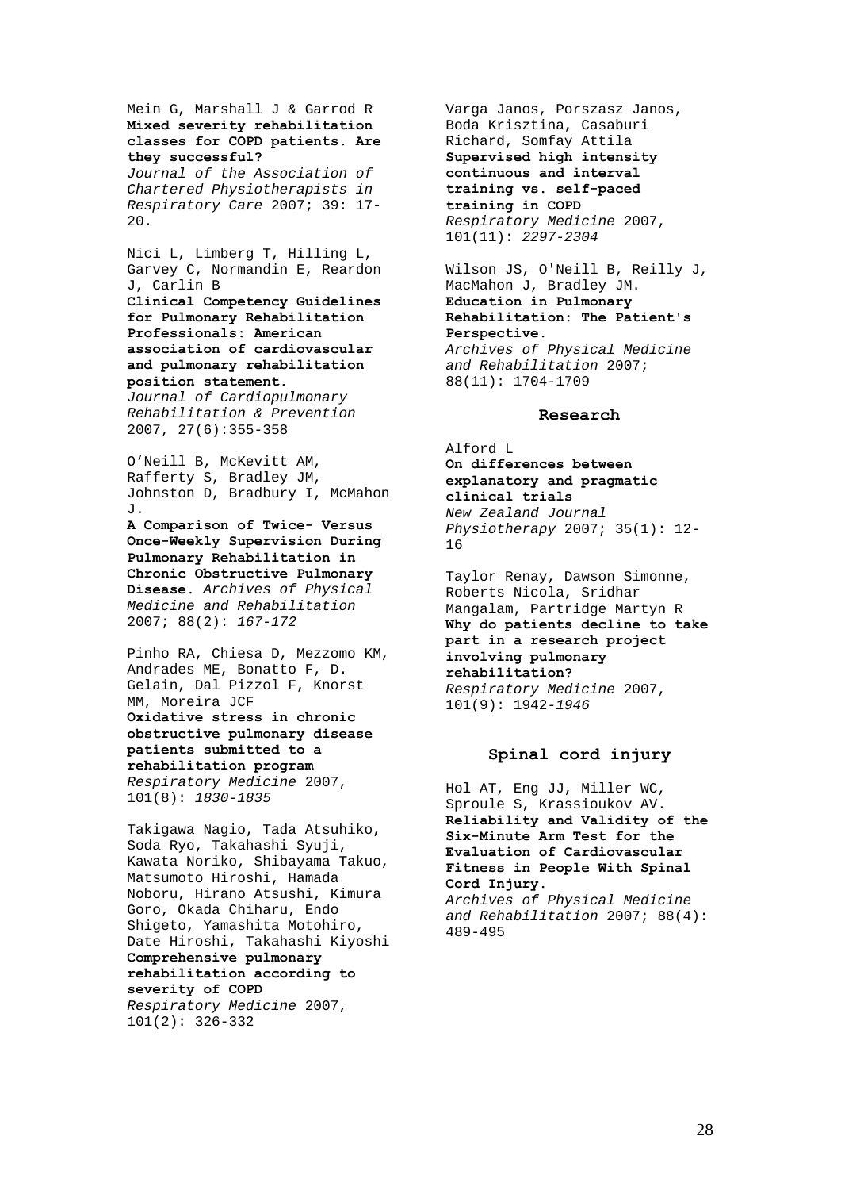Mein G, Marshall J & Garrod R
**Mixed severity rehabilitation classes for COPD patients. Are they successful?**
*Journal of the Association of Chartered Physiotherapists in Respiratory Care* 2007; 39: 17-20.

Nici L, Limberg T, Hilling L, Garvey C, Normandin E, Reardon J, Carlin B
**Clinical Competency Guidelines for Pulmonary Rehabilitation Professionals: American association of cardiovascular and pulmonary rehabilitation position statement.**
*Journal of Cardiopulmonary Rehabilitation & Prevention* 2007, 27(6):355-358

O'Neill B, McKevitt AM, Rafferty S, Bradley JM, Johnston D, Bradbury I, McMahon J.
**A Comparison of Twice- Versus Once-Weekly Supervision During Pulmonary Rehabilitation in Chronic Obstructive Pulmonary Disease.** *Archives of Physical Medicine and Rehabilitation* 2007; 88(2): *167-172*

Pinho RA, Chiesa D, Mezzomo KM, Andrades ME, Bonatto F, D. Gelain, Dal Pizzol F, Knorst MM, Moreira JCF
**Oxidative stress in chronic obstructive pulmonary disease patients submitted to a rehabilitation program**
*Respiratory Medicine* 2007, 101(8): *1830-1835*

Takigawa Nagio, Tada Atsuhiko, Soda Ryo, Takahashi Syuji, Kawata Noriko, Shibayama Takuo, Matsumoto Hiroshi, Hamada Noboru, Hirano Atsushi, Kimura Goro, Okada Chiharu, Endo Shigeto, Yamashita Motohiro, Date Hiroshi, Takahashi Kiyoshi
**Comprehensive pulmonary rehabilitation according to severity of COPD**
*Respiratory Medicine* 2007, 101(2): 326-332

Varga Janos, Porszasz Janos, Boda Krisztina, Casaburi Richard, Somfay Attila
**Supervised high intensity continuous and interval training vs. self-paced training in COPD**
*Respiratory Medicine* 2007, 101(11): *2297-2304*

Wilson JS, O'Neill B, Reilly J, MacMahon J, Bradley JM.
**Education in Pulmonary Rehabilitation: The Patient's Perspective.**
*Archives of Physical Medicine and Rehabilitation* 2007; 88(11): 1704-1709

## Research

Alford L
**On differences between explanatory and pragmatic clinical trials**
*New Zealand Journal Physiotherapy* 2007; 35(1): 12-16

Taylor Renay, Dawson Simonne, Roberts Nicola, Sridhar Mangalam, Partridge Martyn R
**Why do patients decline to take part in a research project involving pulmonary rehabilitation?**
*Respiratory Medicine* 2007, 101(9): 1942-*1946*

## Spinal cord injury

Hol AT, Eng JJ, Miller WC, Sproule S, Krassioukov AV.
**Reliability and Validity of the Six-Minute Arm Test for the Evaluation of Cardiovascular Fitness in People With Spinal Cord Injury.**
*Archives of Physical Medicine and Rehabilitation* 2007; 88(4): 489-495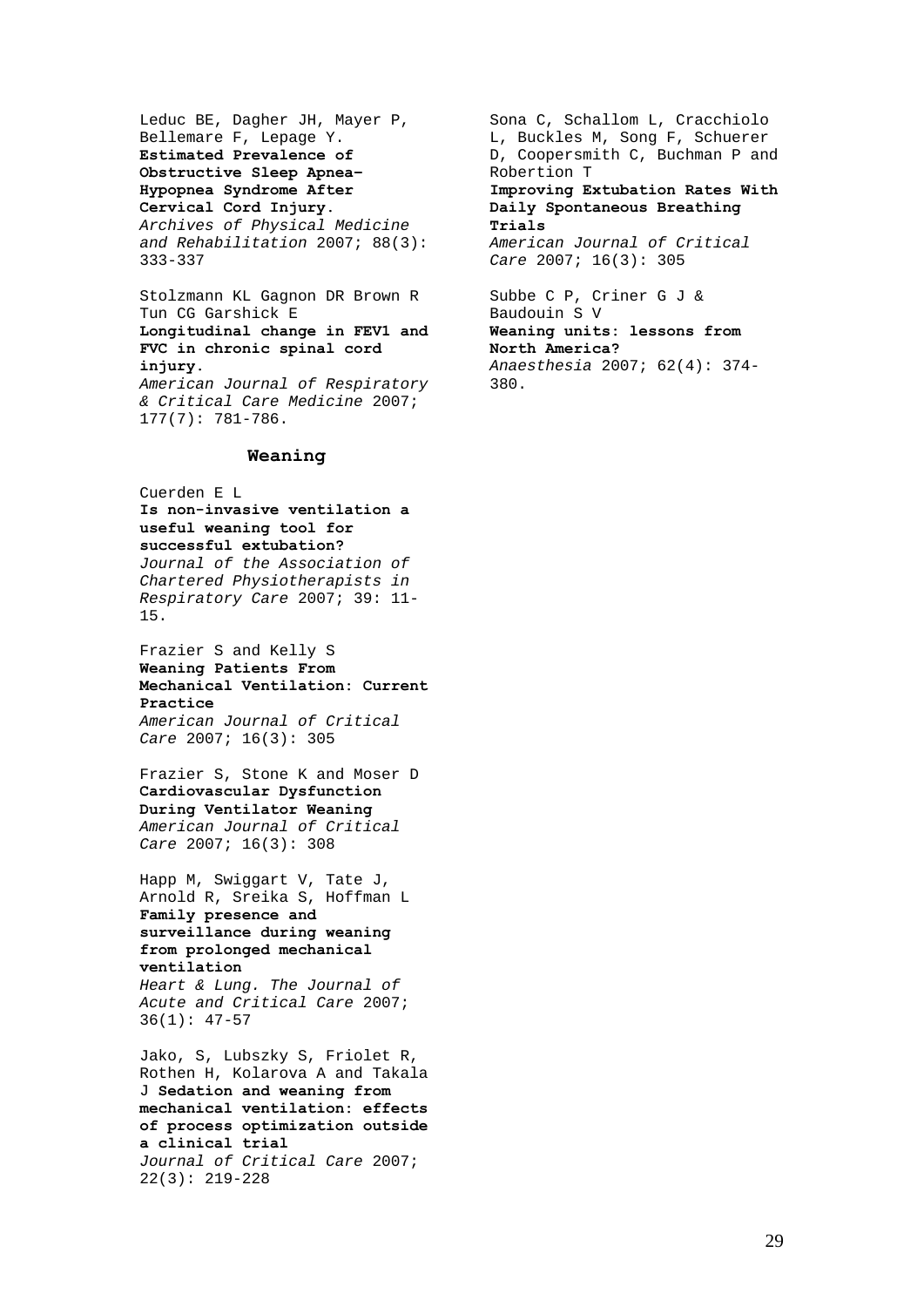Leduc BE, Dagher JH, Mayer P, Bellemare F, Lepage Y.
**Estimated Prevalence of Obstructive Sleep Apnea–Hypopnea Syndrome After Cervical Cord Injury.**
*Archives of Physical Medicine and Rehabilitation* 2007; 88(3): 333-337

Stolzmann KL Gagnon DR Brown R Tun CG Garshick E
**Longitudinal change in FEV1 and FVC in chronic spinal cord injury.**
*American Journal of Respiratory & Critical Care Medicine* 2007; 177(7): 781-786.

## Weaning

Cuerden E L
**Is non-invasive ventilation a useful weaning tool for successful extubation?**
*Journal of the Association of Chartered Physiotherapists in Respiratory Care* 2007; 39: 11-15.

Frazier S and Kelly S
**Weaning Patients From Mechanical Ventilation: Current Practice**
*American Journal of Critical Care* 2007; 16(3): 305

Frazier S, Stone K and Moser D
**Cardiovascular Dysfunction During Ventilator Weaning**
*American Journal of Critical Care* 2007; 16(3): 308

Happ M, Swiggart V, Tate J, Arnold R, Sreika S, Hoffman L
**Family presence and surveillance during weaning from prolonged mechanical ventilation**
*Heart & Lung. The Journal of Acute and Critical Care* 2007; 36(1): 47-57

Jako, S, Lubszky S, Friolet R, Rothen H, Kolarova A and Takala J **Sedation and weaning from mechanical ventilation: effects of process optimization outside a clinical trial**
*Journal of Critical Care* 2007; 22(3): 219-228

Sona C, Schallom L, Cracchiolo L, Buckles M, Song F, Schuerer D, Coopersmith C, Buchman P and Robertion T
**Improving Extubation Rates With Daily Spontaneous Breathing Trials**
*American Journal of Critical Care* 2007; 16(3): 305

Subbe C P, Criner G J & Baudouin S V
**Weaning units: lessons from North America?**
*Anaesthesia* 2007; 62(4): 374-380.